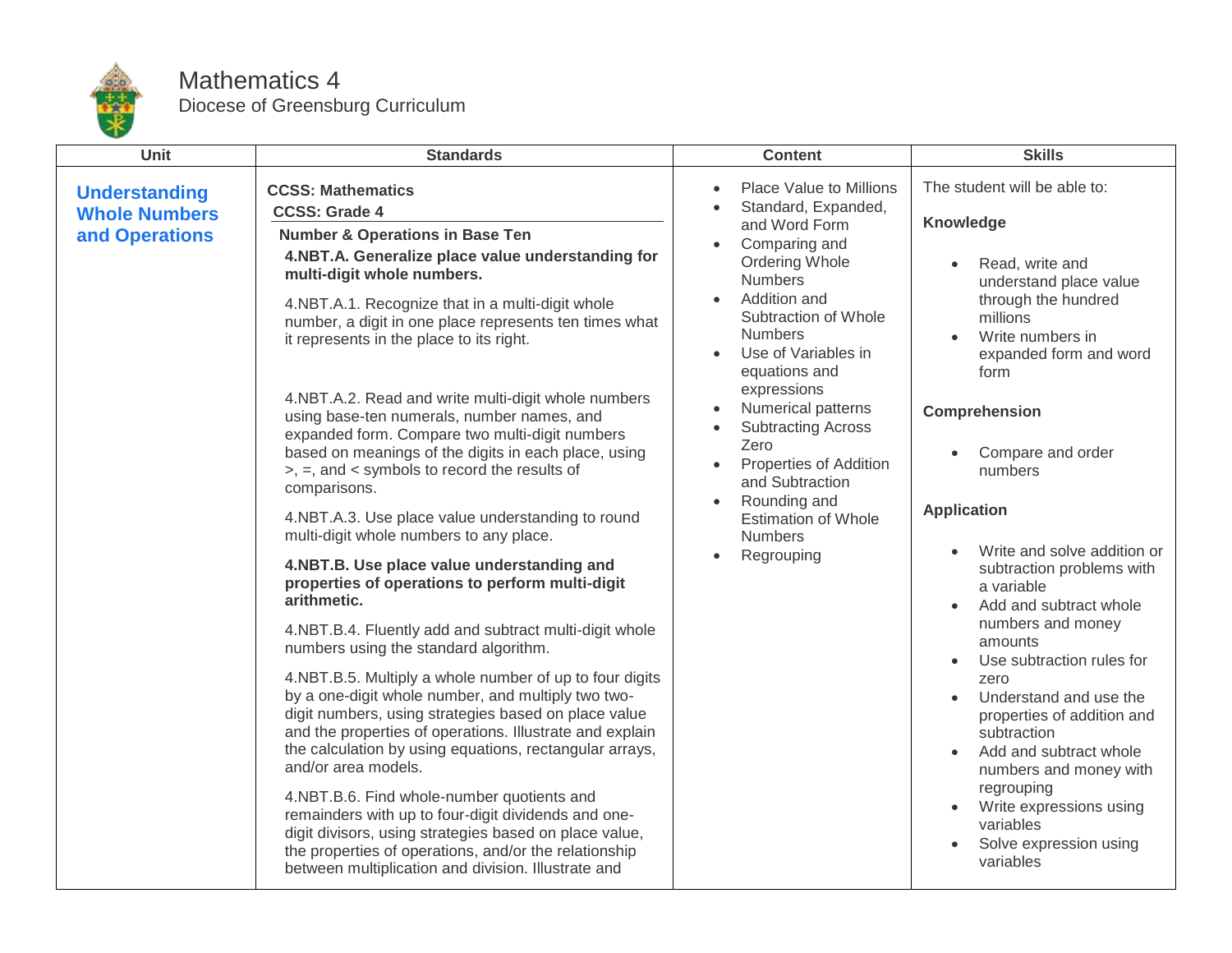# Mathematics 4

Diocese of Greensburg Curriculum

| Unit | Standards | Content | Skills |
|---|---|---|---|
| **Understanding Whole Numbers and Operations** | **CCSS: Mathematics**<br>**CCSS: Grade 4**<br>**Number & Operations in Base Ten**<br>**4.NBT.A. Generalize place value understanding for multi-digit whole numbers.**<br>4.NBT.A.1. Recognize that in a multi-digit whole number, a digit in one place represents ten times what it represents in the place to its right.<br>4.NBT.A.2. Read and write multi-digit whole numbers using base-ten numerals, number names, and expanded form. Compare two multi-digit numbers based on meanings of the digits in each place, using >, =, and < symbols to record the results of comparisons.<br>4.NBT.A.3. Use place value understanding to round multi-digit whole numbers to any place.<br>**4.NBT.B. Use place value understanding and properties of operations to perform multi-digit arithmetic.**<br>4.NBT.B.4. Fluently add and subtract multi-digit whole numbers using the standard algorithm.<br>4.NBT.B.5. Multiply a whole number of up to four digits by a one-digit whole number, and multiply two two-digit numbers, using strategies based on place value and the properties of operations. Illustrate and explain the calculation by using equations, rectangular arrays, and/or area models.<br>4.NBT.B.6. Find whole-number quotients and remainders with up to four-digit dividends and one-digit divisors, using strategies based on place value, the properties of operations, and/or the relationship between multiplication and division. Illustrate and | • Place Value to Millions<br>• Standard, Expanded, and Word Form<br>• Comparing and Ordering Whole Numbers<br>• Addition and Subtraction of Whole Numbers<br>• Use of Variables in equations and expressions<br>• Numerical patterns<br>• Subtracting Across Zero<br>• Properties of Addition and Subtraction<br>• Rounding and Estimation of Whole Numbers<br>• Regrouping | The student will be able to:<br>**Knowledge**<br>• Read, write and understand place value through the hundred millions<br>• Write numbers in expanded form and word form<br>**Comprehension**<br>• Compare and order numbers<br>**Application**<br>• Write and solve addition or subtraction problems with a variable<br>• Add and subtract whole numbers and money amounts<br>• Use subtraction rules for zero<br>• Understand and use the properties of addition and subtraction<br>• Add and subtract whole numbers and money with regrouping<br>• Write expressions using variables<br>• Solve expression using variables |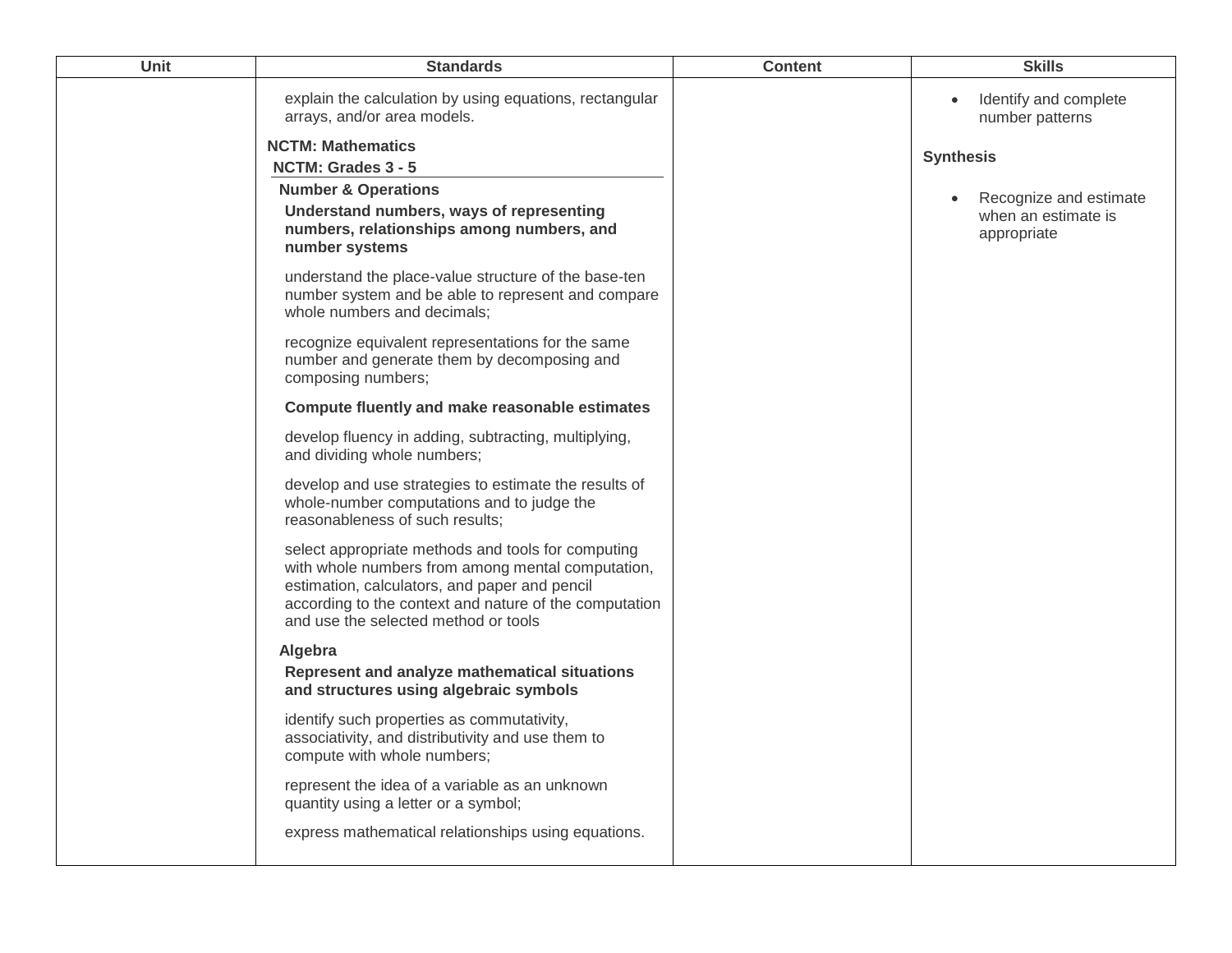| Unit | Standards | Content | Skills |
| --- | --- | --- | --- |
| | explain the calculation by using equations, rectangular arrays, and/or area models.<br><br>**NCTM: Mathematics**<br>**NCTM: Grades 3 - 5**<br>**Number & Operations**<br>**Understand numbers, ways of representing numbers, relationships among numbers, and number systems**<br><br>understand the place-value structure of the base-ten number system and be able to represent and compare whole numbers and decimals;<br><br>recognize equivalent representations for the same number and generate them by decomposing and composing numbers;<br><br>**Compute fluently and make reasonable estimates**<br><br>develop fluency in adding, subtracting, multiplying, and dividing whole numbers;<br><br>develop and use strategies to estimate the results of whole-number computations and to judge the reasonableness of such results;<br><br>select appropriate methods and tools for computing with whole numbers from among mental computation, estimation, calculators, and paper and pencil according to the context and nature of the computation and use the selected method or tools<br><br>**Algebra**<br>**Represent and analyze mathematical situations and structures using algebraic symbols**<br><br>identify such properties as commutativity, associativity, and distributivity and use them to compute with whole numbers;<br><br>represent the idea of a variable as an unknown quantity using a letter or a symbol;<br><br>express mathematical relationships using equations. | | • Identify and complete number patterns<br><br>**Synthesis**<br><br>• Recognize and estimate when an estimate is appropriate |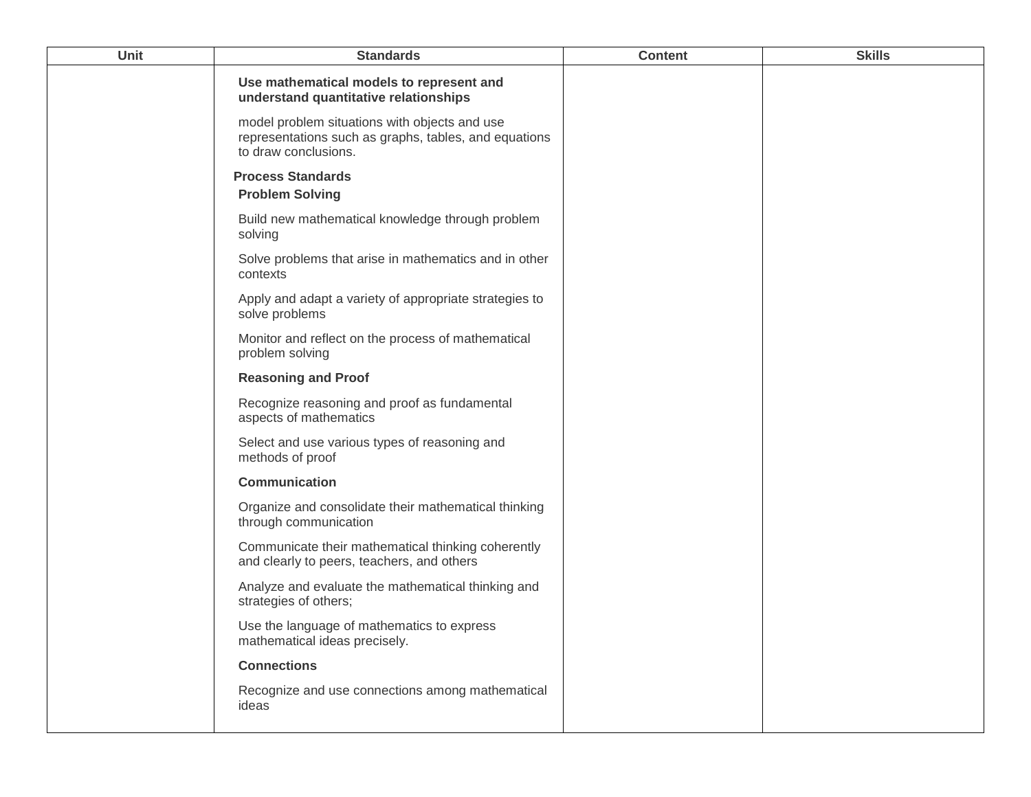| Unit | Standards | Content | Skills |
|---|---|---|---|
| | **Use mathematical models to represent and understand quantitative relationships**<br><br>model problem situations with objects and use representations such as graphs, tables, and equations to draw conclusions.<br><br>**Process Standards**<br>**Problem Solving**<br><br>Build new mathematical knowledge through problem solving<br><br>Solve problems that arise in mathematics and in other contexts<br><br>Apply and adapt a variety of appropriate strategies to solve problems<br><br>Monitor and reflect on the process of mathematical problem solving<br><br>**Reasoning and Proof**<br><br>Recognize reasoning and proof as fundamental aspects of mathematics<br><br>Select and use various types of reasoning and methods of proof<br><br>**Communication**<br><br>Organize and consolidate their mathematical thinking through communication<br><br>Communicate their mathematical thinking coherently and clearly to peers, teachers, and others<br><br>Analyze and evaluate the mathematical thinking and strategies of others;<br><br>Use the language of mathematics to express mathematical ideas precisely.<br><br>**Connections**<br><br>Recognize and use connections among mathematical ideas | | |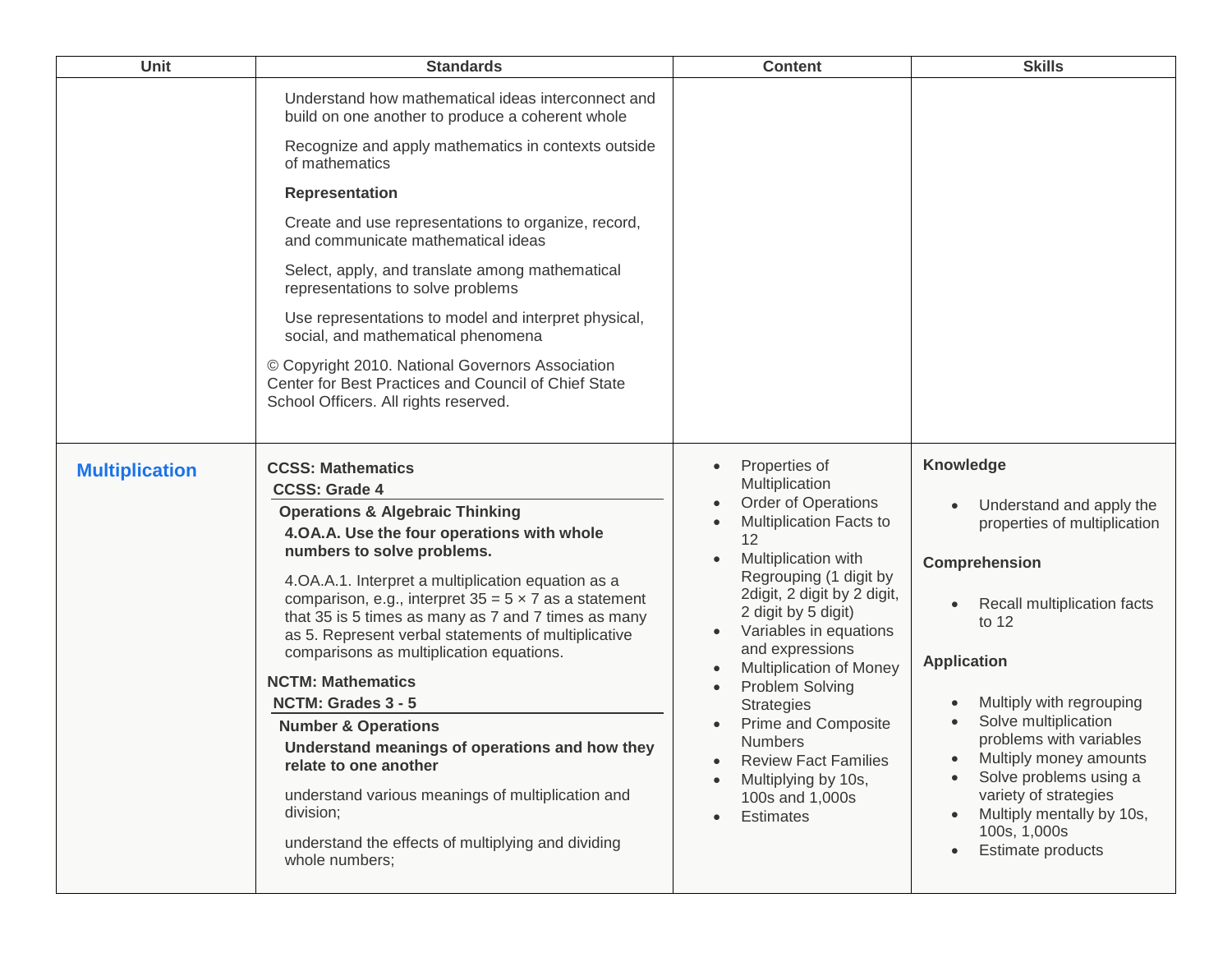| Unit | Standards | Content | Skills |
| --- | --- | --- | --- |
| | Understand how mathematical ideas interconnect and build on one another to produce a coherent whole<br><br>Recognize and apply mathematics in contexts outside of mathematics<br><br>**Representation**<br><br>Create and use representations to organize, record, and communicate mathematical ideas<br><br>Select, apply, and translate among mathematical representations to solve problems<br><br>Use representations to model and interpret physical, social, and mathematical phenomena<br><br>© Copyright 2010. National Governors Association Center for Best Practices and Council of Chief State School Officers. All rights reserved. | | |
| **Multiplication** | **CCSS: Mathematics**<br>**CCSS: Grade 4**<br>**Operations & Algebraic Thinking**<br>**4.OA.A. Use the four operations with whole numbers to solve problems.**<br><br>4.OA.A.1. Interpret a multiplication equation as a comparison, e.g., interpret 35 = 5 × 7 as a statement that 35 is 5 times as many as 7 and 7 times as many as 5. Represent verbal statements of multiplicative comparisons as multiplication equations.<br><br>**NCTM: Mathematics**<br>**NCTM: Grades 3 - 5**<br>**Number & Operations**<br>**Understand meanings of operations and how they relate to one another**<br><br>understand various meanings of multiplication and division;<br><br>understand the effects of multiplying and dividing whole numbers; | • Properties of Multiplication<br>• Order of Operations<br>• Multiplication Facts to 12<br>• Multiplication with Regrouping (1 digit by 2digit, 2 digit by 2 digit, 2 digit by 5 digit)<br>• Variables in equations and expressions<br>• Multiplication of Money<br>• Problem Solving Strategies<br>• Prime and Composite Numbers<br>• Review Fact Families<br>• Multiplying by 10s, 100s and 1,000s<br>• Estimates | **Knowledge**<br><br>• Understand and apply the properties of multiplication<br><br>**Comprehension**<br><br>• Recall multiplication facts to 12<br><br>**Application**<br><br>• Multiply with regrouping<br>• Solve multiplication problems with variables<br>• Multiply money amounts<br>• Solve problems using a variety of strategies<br>• Multiply mentally by 10s, 100s, 1,000s<br>• Estimate products |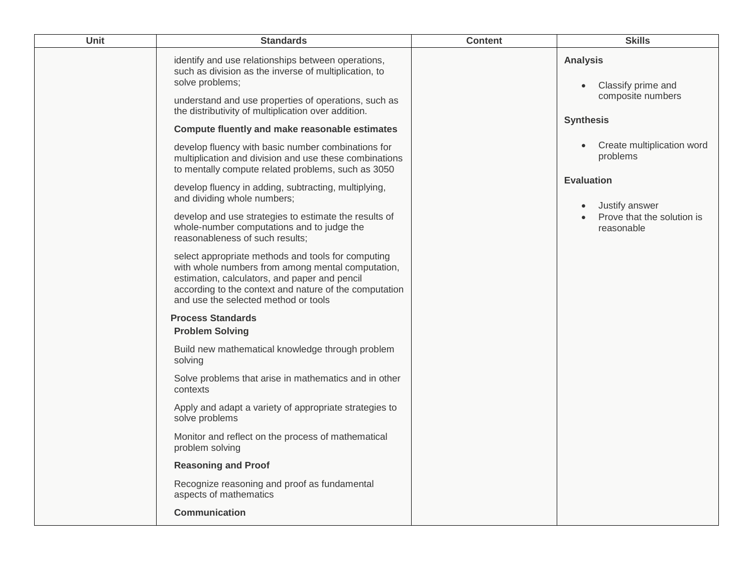| Unit | Standards | Content | Skills |
|---|---|---|---|
| | identify and use relationships between operations, such as division as the inverse of multiplication, to solve problems;<br><br>understand and use properties of operations, such as the distributivity of multiplication over addition.<br><br>**Compute fluently and make reasonable estimates**<br><br>develop fluency with basic number combinations for multiplication and division and use these combinations to mentally compute related problems, such as 3050<br><br>develop fluency in adding, subtracting, multiplying, and dividing whole numbers;<br><br>develop and use strategies to estimate the results of whole-number computations and to judge the reasonableness of such results;<br><br>select appropriate methods and tools for computing with whole numbers from among mental computation, estimation, calculators, and paper and pencil according to the context and nature of the computation and use the selected method or tools<br><br>**Process Standards**<br>**Problem Solving**<br><br>Build new mathematical knowledge through problem solving<br><br>Solve problems that arise in mathematics and in other contexts<br><br>Apply and adapt a variety of appropriate strategies to solve problems<br><br>Monitor and reflect on the process of mathematical problem solving<br><br>**Reasoning and Proof**<br><br>Recognize reasoning and proof as fundamental aspects of mathematics<br><br>**Communication** | | **Analysis**<br><br>• Classify prime and composite numbers<br><br>**Synthesis**<br><br>• Create multiplication word problems<br><br>**Evaluation**<br><br>• Justify answer<br>• Prove that the solution is reasonable |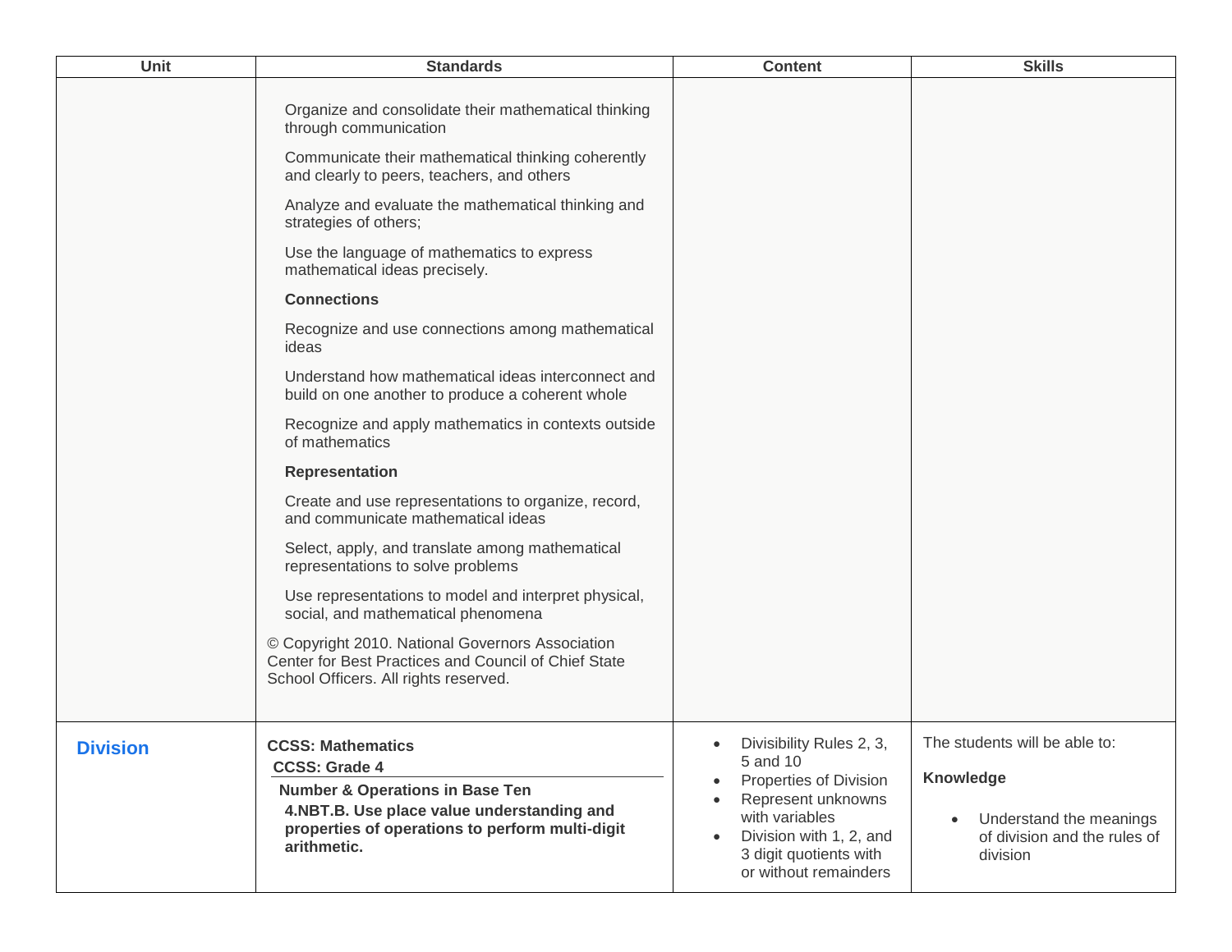| Unit | Standards | Content | Skills |
|---|---|---|---|
| | Organize and consolidate their mathematical thinking through communication<br><br>Communicate their mathematical thinking coherently and clearly to peers, teachers, and others<br><br>Analyze and evaluate the mathematical thinking and strategies of others;<br><br>Use the language of mathematics to express mathematical ideas precisely.<br><br>**Connections**<br><br>Recognize and use connections among mathematical ideas<br><br>Understand how mathematical ideas interconnect and build on one another to produce a coherent whole<br><br>Recognize and apply mathematics in contexts outside of mathematics<br><br>**Representation**<br><br>Create and use representations to organize, record, and communicate mathematical ideas<br><br>Select, apply, and translate among mathematical representations to solve problems<br><br>Use representations to model and interpret physical, social, and mathematical phenomena<br><br>© Copyright 2010. National Governors Association Center for Best Practices and Council of Chief State School Officers. All rights reserved. | | |
| **Division** | **CCSS: Mathematics**<br>**CCSS: Grade 4**<br>**Number & Operations in Base Ten**<br>**4.NBT.B. Use place value understanding and properties of operations to perform multi-digit arithmetic.** | • Divisibility Rules 2, 3, 5 and 10<br>• Properties of Division<br>• Represent unknowns with variables<br>• Division with 1, 2, and 3 digit quotients with or without remainders | The students will be able to:<br><br>**Knowledge**<br><br>• Understand the meanings of division and the rules of division |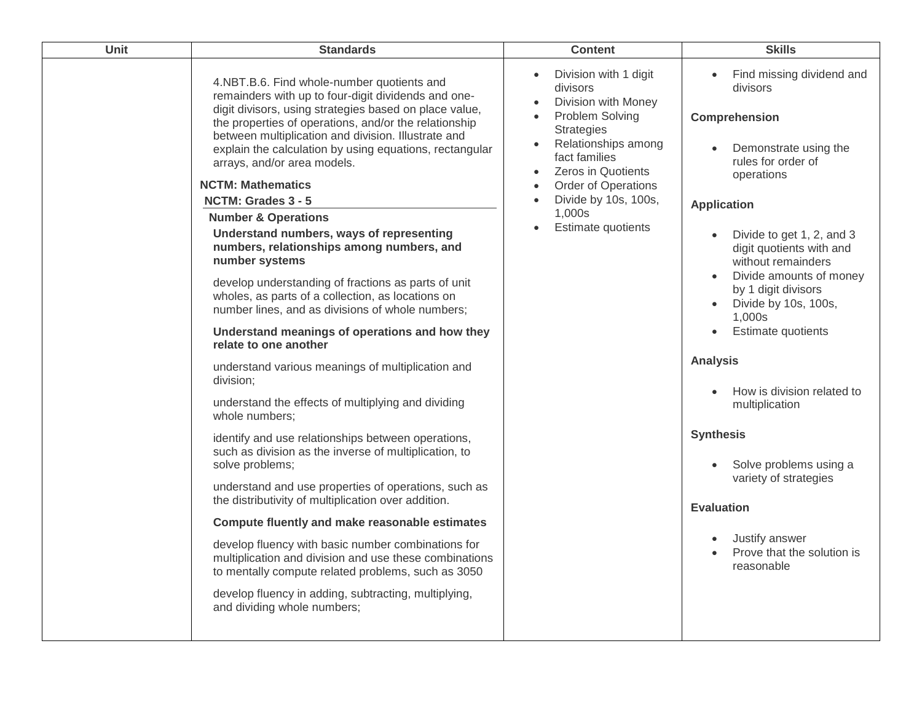| Unit | Standards | Content | Skills |
|---|---|---|---|
| | 4.NBT.B.6. Find whole-number quotients and remainders with up to four-digit dividends and one-digit divisors, using strategies based on place value, the properties of operations, and/or the relationship between multiplication and division. Illustrate and explain the calculation by using equations, rectangular arrays, and/or area models.<br><br>**NCTM: Mathematics**<br>**NCTM: Grades 3 - 5**<br>**Number & Operations**<br>**Understand numbers, ways of representing numbers, relationships among numbers, and number systems**<br><br>develop understanding of fractions as parts of unit wholes, as parts of a collection, as locations on number lines, and as divisions of whole numbers;<br><br>**Understand meanings of operations and how they relate to one another**<br><br>understand various meanings of multiplication and division;<br><br>understand the effects of multiplying and dividing whole numbers;<br><br>identify and use relationships between operations, such as division as the inverse of multiplication, to solve problems;<br><br>understand and use properties of operations, such as the distributivity of multiplication over addition.<br><br>**Compute fluently and make reasonable estimates**<br><br>develop fluency with basic number combinations for multiplication and division and use these combinations to mentally compute related problems, such as 3050<br><br>develop fluency in adding, subtracting, multiplying, and dividing whole numbers; | • Division with 1 digit divisors<br>• Division with Money<br>• Problem Solving Strategies<br>• Relationships among fact families<br>• Zeros in Quotients<br>• Order of Operations<br>• Divide by 10s, 100s, 1,000s<br>• Estimate quotients | • Find missing dividend and divisors<br><br>**Comprehension**<br><br>• Demonstrate using the rules for order of operations<br><br>**Application**<br><br>• Divide to get 1, 2, and 3 digit quotients with and without remainders<br>• Divide amounts of money by 1 digit divisors<br>• Divide by 10s, 100s, 1,000s<br>• Estimate quotients<br><br>**Analysis**<br><br>• How is division related to multiplication<br><br>**Synthesis**<br><br>• Solve problems using a variety of strategies<br><br>**Evaluation**<br><br>• Justify answer<br>• Prove that the solution is reasonable |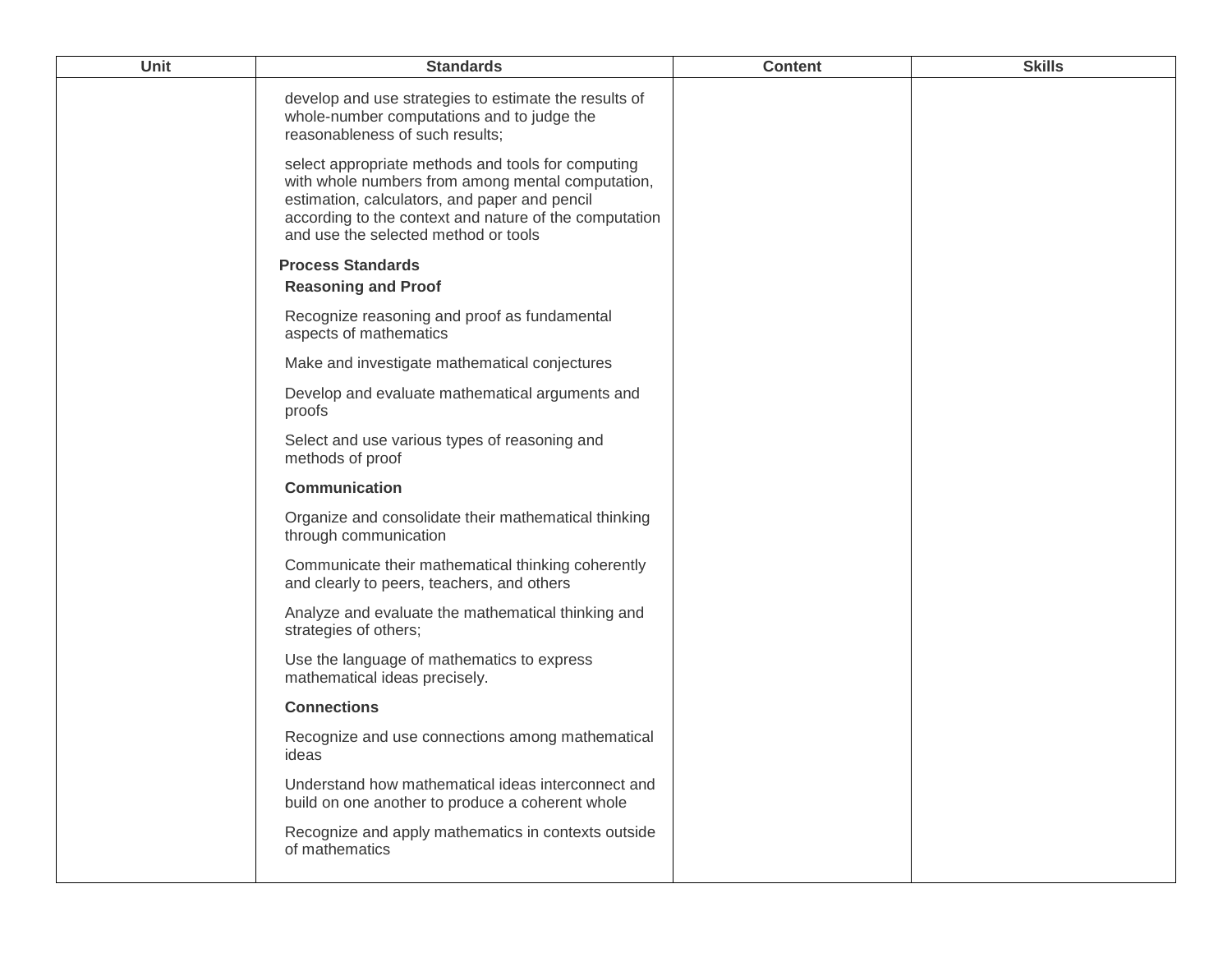| Unit | Standards | Content | Skills |
|---|---|---|---|
| | develop and use strategies to estimate the results of whole-number computations and to judge the reasonableness of such results;<br><br>select appropriate methods and tools for computing with whole numbers from among mental computation, estimation, calculators, and paper and pencil according to the context and nature of the computation and use the selected method or tools<br><br>**Process Standards**<br>**Reasoning and Proof**<br><br>Recognize reasoning and proof as fundamental aspects of mathematics<br><br>Make and investigate mathematical conjectures<br><br>Develop and evaluate mathematical arguments and proofs<br><br>Select and use various types of reasoning and methods of proof<br><br>**Communication**<br><br>Organize and consolidate their mathematical thinking through communication<br><br>Communicate their mathematical thinking coherently and clearly to peers, teachers, and others<br><br>Analyze and evaluate the mathematical thinking and strategies of others;<br><br>Use the language of mathematics to express mathematical ideas precisely.<br><br>**Connections**<br><br>Recognize and use connections among mathematical ideas<br><br>Understand how mathematical ideas interconnect and build on one another to produce a coherent whole<br><br>Recognize and apply mathematics in contexts outside of mathematics | | |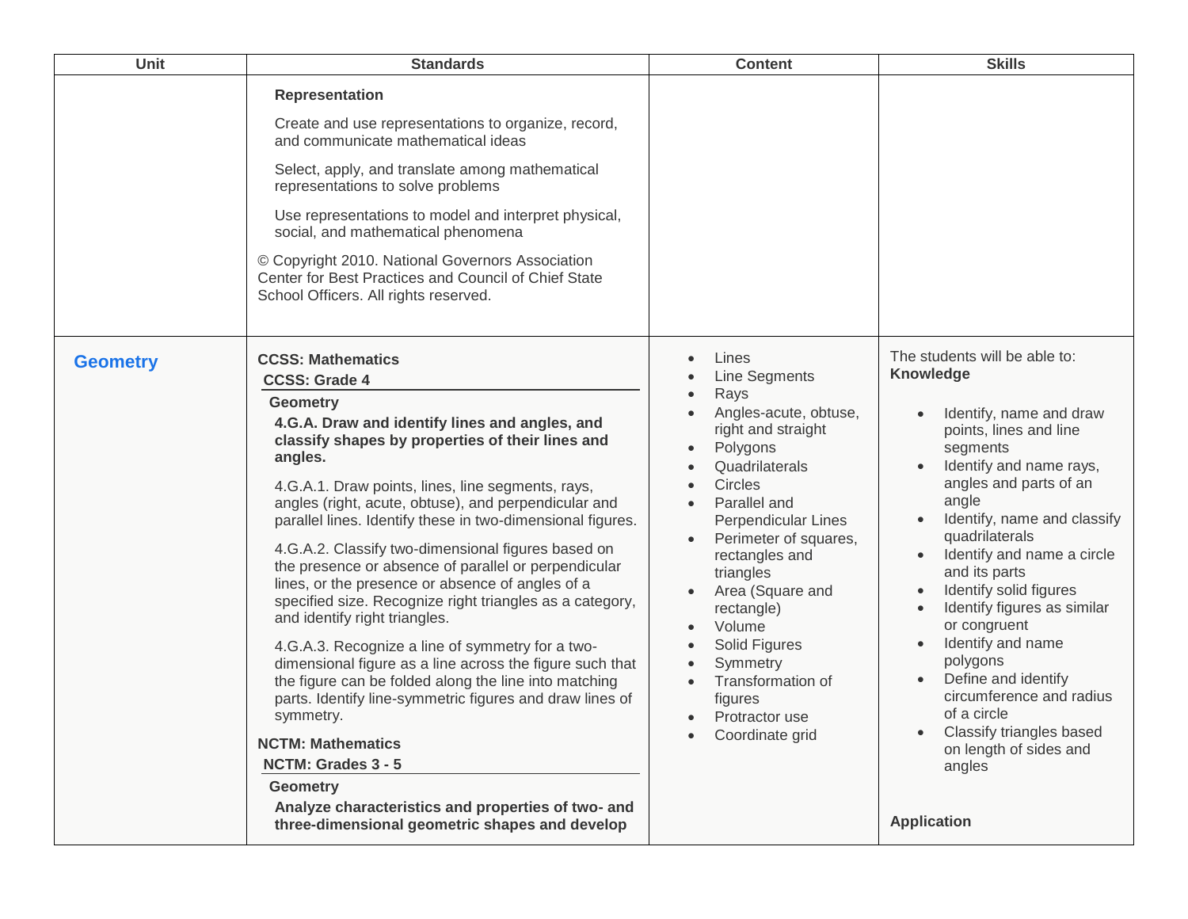| Unit | Standards | Content | Skills |
|---|---|---|---|
| | **Representation**<br><br>Create and use representations to organize, record, and communicate mathematical ideas<br><br>Select, apply, and translate among mathematical representations to solve problems<br><br>Use representations to model and interpret physical, social, and mathematical phenomena<br><br>© Copyright 2010. National Governors Association Center for Best Practices and Council of Chief State School Officers. All rights reserved. | | |
| **Geometry** | **CCSS: Mathematics**<br>**CCSS: Grade 4**<br>**Geometry**<br>**4.G.A. Draw and identify lines and angles, and classify shapes by properties of their lines and angles.**<br><br>4.G.A.1. Draw points, lines, line segments, rays, angles (right, acute, obtuse), and perpendicular and parallel lines. Identify these in two-dimensional figures.<br><br>4.G.A.2. Classify two-dimensional figures based on the presence or absence of parallel or perpendicular lines, or the presence or absence of angles of a specified size. Recognize right triangles as a category, and identify right triangles.<br><br>4.G.A.3. Recognize a line of symmetry for a two-dimensional figure as a line across the figure such that the figure can be folded along the line into matching parts. Identify line-symmetric figures and draw lines of symmetry.<br><br>**NCTM: Mathematics**<br>**NCTM: Grades 3 - 5**<br>**Geometry**<br>**Analyze characteristics and properties of two- and three-dimensional geometric shapes and develop** | • Lines<br>• Line Segments<br>• Rays<br>• Angles-acute, obtuse, right and straight<br>• Polygons<br>• Quadrilaterals<br>• Circles<br>• Parallel and Perpendicular Lines<br>• Perimeter of squares, rectangles and triangles<br>• Area (Square and rectangle)<br>• Volume<br>• Solid Figures<br>• Symmetry<br>• Transformation of figures<br>• Protractor use<br>• Coordinate grid | The students will be able to:<br>**Knowledge**<br><br>• Identify, name and draw points, lines and line segments<br>• Identify and name rays, angles and parts of an angle<br>• Identify, name and classify quadrilaterals<br>• Identify and name a circle and its parts<br>• Identify solid figures<br>• Identify figures as similar or congruent<br>• Identify and name polygons<br>• Define and identify circumference and radius of a circle<br>• Classify triangles based on length of sides and angles<br><br>**Application** |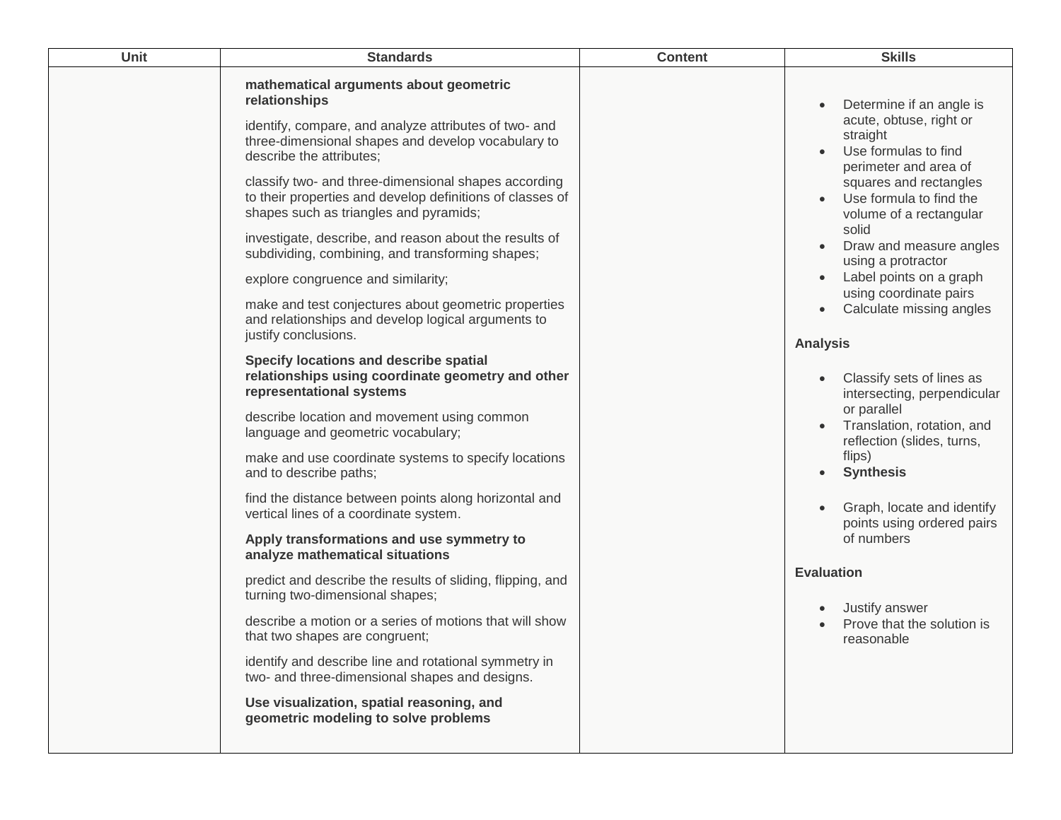| Unit | Standards | Content | Skills |
|---|---|---|---|
| | **mathematical arguments about geometric relationships**<br><br>identify, compare, and analyze attributes of two- and three-dimensional shapes and develop vocabulary to describe the attributes;<br><br>classify two- and three-dimensional shapes according to their properties and develop definitions of classes of shapes such as triangles and pyramids;<br><br>investigate, describe, and reason about the results of subdividing, combining, and transforming shapes;<br><br>explore congruence and similarity;<br><br>make and test conjectures about geometric properties and relationships and develop logical arguments to justify conclusions.<br><br>**Specify locations and describe spatial relationships using coordinate geometry and other representational systems**<br><br>describe location and movement using common language and geometric vocabulary;<br><br>make and use coordinate systems to specify locations and to describe paths;<br><br>find the distance between points along horizontal and vertical lines of a coordinate system.<br><br>**Apply transformations and use symmetry to analyze mathematical situations**<br><br>predict and describe the results of sliding, flipping, and turning two-dimensional shapes;<br><br>describe a motion or a series of motions that will show that two shapes are congruent;<br><br>identify and describe line and rotational symmetry in two- and three-dimensional shapes and designs.<br><br>**Use visualization, spatial reasoning, and geometric modeling to solve problems** | | • Determine if an angle is acute, obtuse, right or straight<br>• Use formulas to find perimeter and area of squares and rectangles<br>• Use formula to find the volume of a rectangular solid<br>• Draw and measure angles using a protractor<br>• Label points on a graph using coordinate pairs<br>• Calculate missing angles<br><br>**Analysis**<br><br>• Classify sets of lines as intersecting, perpendicular or parallel<br>• Translation, rotation, and reflection (slides, turns, flips)<br>• **Synthesis**<br><br>• Graph, locate and identify points using ordered pairs of numbers<br><br>**Evaluation**<br><br>• Justify answer<br>• Prove that the solution is reasonable |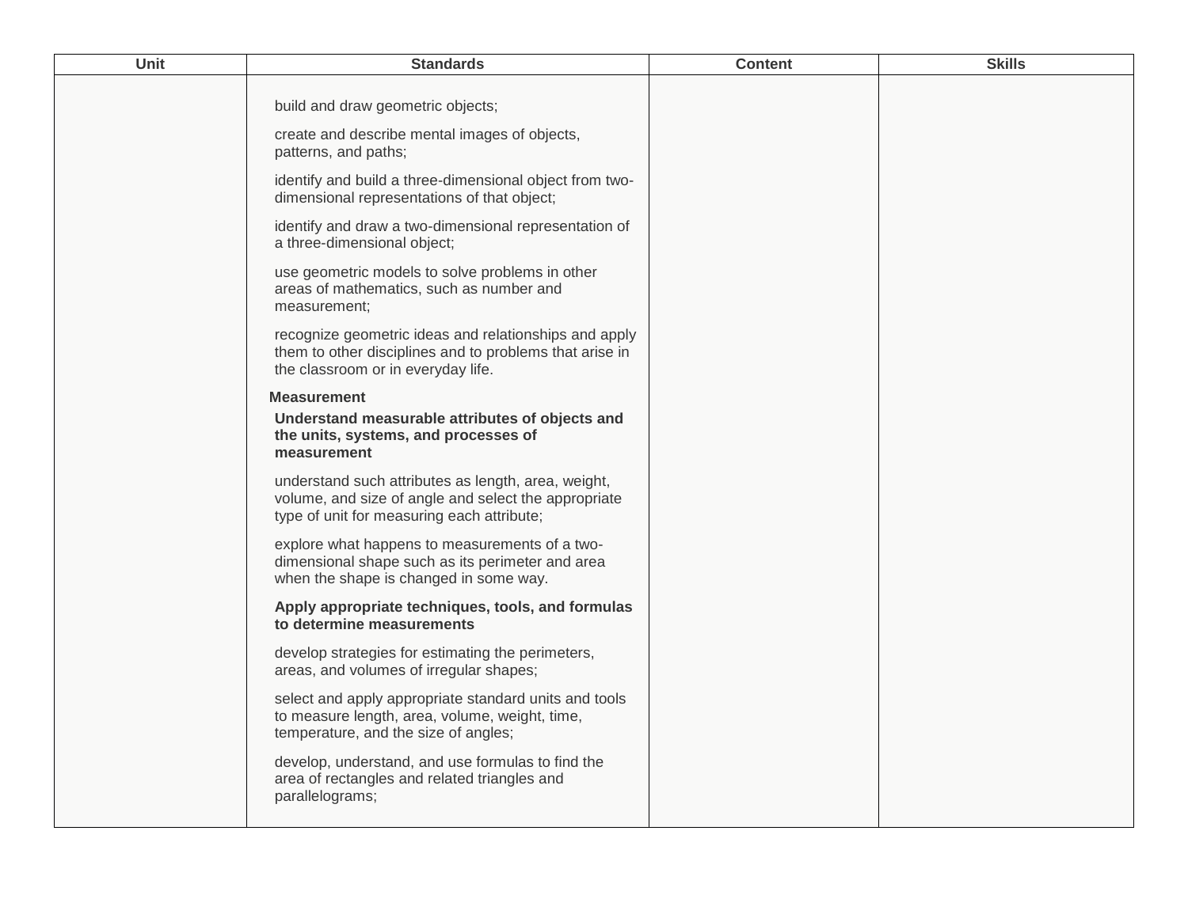| Unit | Standards | Content | Skills |
|---|---|---|---|
| | build and draw geometric objects;<br><br>create and describe mental images of objects, patterns, and paths;<br><br>identify and build a three-dimensional object from two-dimensional representations of that object;<br><br>identify and draw a two-dimensional representation of a three-dimensional object;<br><br>use geometric models to solve problems in other areas of mathematics, such as number and measurement;<br><br>recognize geometric ideas and relationships and apply them to other disciplines and to problems that arise in the classroom or in everyday life.<br><br>**Measurement**<br>**Understand measurable attributes of objects and the units, systems, and processes of measurement**<br><br>understand such attributes as length, area, weight, volume, and size of angle and select the appropriate type of unit for measuring each attribute;<br><br>explore what happens to measurements of a two-dimensional shape such as its perimeter and area when the shape is changed in some way.<br><br>**Apply appropriate techniques, tools, and formulas to determine measurements**<br><br>develop strategies for estimating the perimeters, areas, and volumes of irregular shapes;<br><br>select and apply appropriate standard units and tools to measure length, area, volume, weight, time, temperature, and the size of angles;<br><br>develop, understand, and use formulas to find the area of rectangles and related triangles and parallelograms; | | |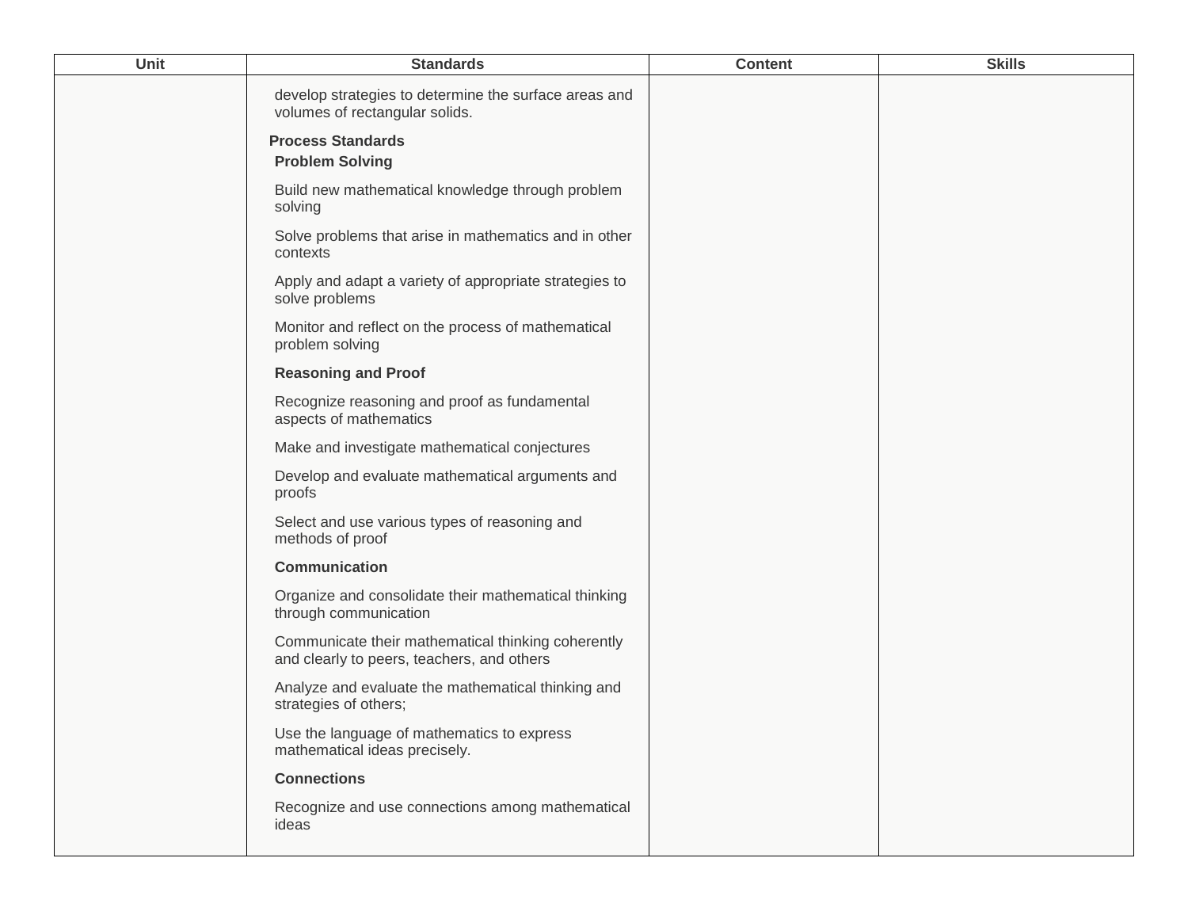| Unit | Standards | Content | Skills |
| --- | --- | --- | --- |
| | develop strategies to determine the surface areas and volumes of rectangular solids.<br><br>**Process Standards**<br>**Problem Solving**<br><br>Build new mathematical knowledge through problem solving<br><br>Solve problems that arise in mathematics and in other contexts<br><br>Apply and adapt a variety of appropriate strategies to solve problems<br><br>Monitor and reflect on the process of mathematical problem solving<br><br>**Reasoning and Proof**<br><br>Recognize reasoning and proof as fundamental aspects of mathematics<br><br>Make and investigate mathematical conjectures<br><br>Develop and evaluate mathematical arguments and proofs<br><br>Select and use various types of reasoning and methods of proof<br><br>**Communication**<br><br>Organize and consolidate their mathematical thinking through communication<br><br>Communicate their mathematical thinking coherently and clearly to peers, teachers, and others<br><br>Analyze and evaluate the mathematical thinking and strategies of others;<br><br>Use the language of mathematics to express mathematical ideas precisely.<br><br>**Connections**<br><br>Recognize and use connections among mathematical ideas | | |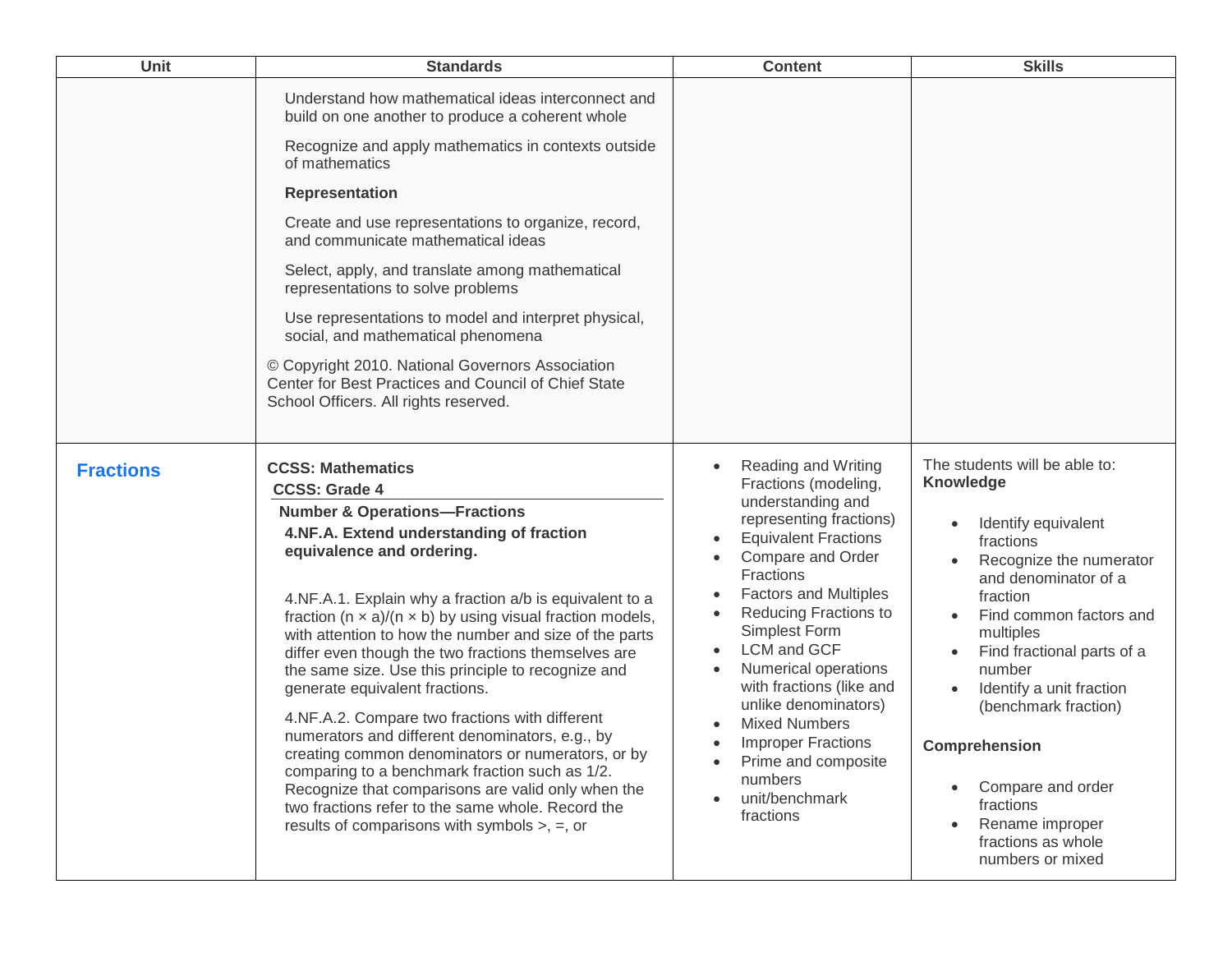| Unit | Standards | Content | Skills |
|---|---|---|---|
| | Understand how mathematical ideas interconnect and build on one another to produce a coherent whole<br><br>Recognize and apply mathematics in contexts outside of mathematics<br><br>**Representation**<br><br>Create and use representations to organize, record, and communicate mathematical ideas<br><br>Select, apply, and translate among mathematical representations to solve problems<br><br>Use representations to model and interpret physical, social, and mathematical phenomena<br><br>© Copyright 2010. National Governors Association Center for Best Practices and Council of Chief State School Officers. All rights reserved. | | |
| **Fractions** | **CCSS: Mathematics**<br>**CCSS: Grade 4**<br>**Number & Operations—Fractions**<br>**4.NF.A. Extend understanding of fraction equivalence and ordering.**<br><br>4.NF.A.1. Explain why a fraction a/b is equivalent to a fraction (n × a)/(n × b) by using visual fraction models, with attention to how the number and size of the parts differ even though the two fractions themselves are the same size. Use this principle to recognize and generate equivalent fractions.<br><br>4.NF.A.2. Compare two fractions with different numerators and different denominators, e.g., by creating common denominators or numerators, or by comparing to a benchmark fraction such as 1/2. Recognize that comparisons are valid only when the two fractions refer to the same whole. Record the results of comparisons with symbols >, =, or | • Reading and Writing Fractions (modeling, understanding and representing fractions)<br>• Equivalent Fractions<br>• Compare and Order Fractions<br>• Factors and Multiples<br>• Reducing Fractions to Simplest Form<br>• LCM and GCF<br>• Numerical operations with fractions (like and unlike denominators)<br>• Mixed Numbers<br>• Improper Fractions<br>• Prime and composite numbers<br>• unit/benchmark fractions | The students will be able to:<br>**Knowledge**<br><br>• Identify equivalent fractions<br>• Recognize the numerator and denominator of a fraction<br>• Find common factors and multiples<br>• Find fractional parts of a number<br>• Identify a unit fraction (benchmark fraction)<br><br>**Comprehension**<br><br>• Compare and order fractions<br>• Rename improper fractions as whole numbers or mixed |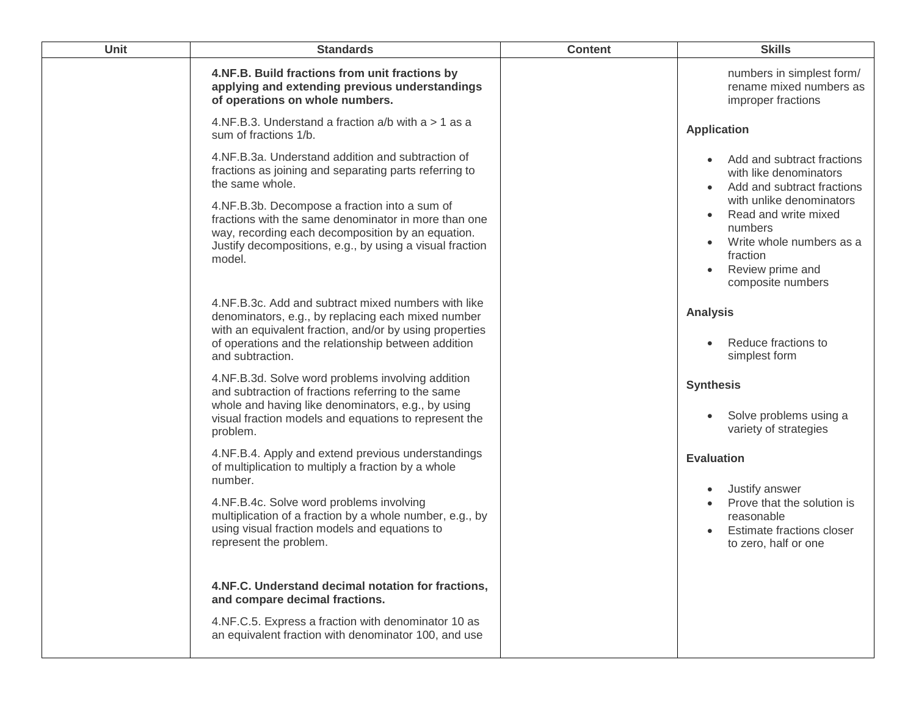| Unit | Standards | Content | Skills |
|---|---|---|---|
| | **4.NF.B. Build fractions from unit fractions by applying and extending previous understandings of operations on whole numbers.**<br><br>4.NF.B.3. Understand a fraction a/b with a > 1 as a sum of fractions 1/b.<br><br>4.NF.B.3a. Understand addition and subtraction of fractions as joining and separating parts referring to the same whole.<br><br>4.NF.B.3b. Decompose a fraction into a sum of fractions with the same denominator in more than one way, recording each decomposition by an equation. Justify decompositions, e.g., by using a visual fraction model.<br><br>4.NF.B.3c. Add and subtract mixed numbers with like denominators, e.g., by replacing each mixed number with an equivalent fraction, and/or by using properties of operations and the relationship between addition and subtraction.<br><br>4.NF.B.3d. Solve word problems involving addition and subtraction of fractions referring to the same whole and having like denominators, e.g., by using visual fraction models and equations to represent the problem.<br><br>4.NF.B.4. Apply and extend previous understandings of multiplication to multiply a fraction by a whole number.<br><br>4.NF.B.4c. Solve word problems involving multiplication of a fraction by a whole number, e.g., by using visual fraction models and equations to represent the problem.<br><br>**4.NF.C. Understand decimal notation for fractions, and compare decimal fractions.**<br><br>4.NF.C.5. Express a fraction with denominator 10 as an equivalent fraction with denominator 100, and use | | numbers in simplest form/ rename mixed numbers as improper fractions<br><br>**Application**<br>• Add and subtract fractions with like denominators<br>• Add and subtract fractions with unlike denominators<br>• Read and write mixed numbers<br>• Write whole numbers as a fraction<br>• Review prime and composite numbers<br><br>**Analysis**<br>• Reduce fractions to simplest form<br><br>**Synthesis**<br>• Solve problems using a variety of strategies<br><br>**Evaluation**<br>• Justify answer<br>• Prove that the solution is reasonable<br>• Estimate fractions closer to zero, half or one |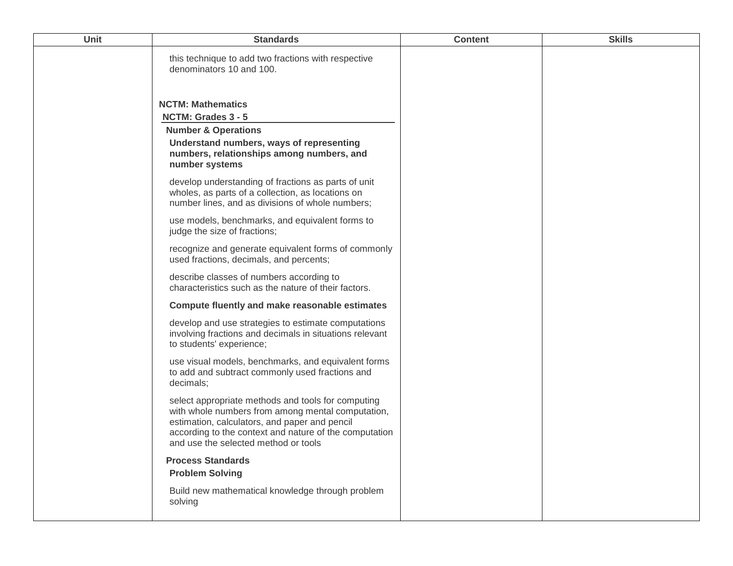| Unit | Standards | Content | Skills |
|---|---|---|---|
| | this technique to add two fractions with respective denominators 10 and 100.<br><br>**NCTM: Mathematics**<br>**NCTM: Grades 3 - 5**<br>**Number & Operations**<br>**Understand numbers, ways of representing numbers, relationships among numbers, and number systems**<br>develop understanding of fractions as parts of unit wholes, as parts of a collection, as locations on number lines, and as divisions of whole numbers;<br>use models, benchmarks, and equivalent forms to judge the size of fractions;<br>recognize and generate equivalent forms of commonly used fractions, decimals, and percents;<br>describe classes of numbers according to characteristics such as the nature of their factors.<br>**Compute fluently and make reasonable estimates**<br>develop and use strategies to estimate computations involving fractions and decimals in situations relevant to students' experience;<br>use visual models, benchmarks, and equivalent forms to add and subtract commonly used fractions and decimals;<br>select appropriate methods and tools for computing with whole numbers from among mental computation, estimation, calculators, and paper and pencil according to the context and nature of the computation and use the selected method or tools<br>**Process Standards**<br>**Problem Solving**<br>Build new mathematical knowledge through problem solving | | |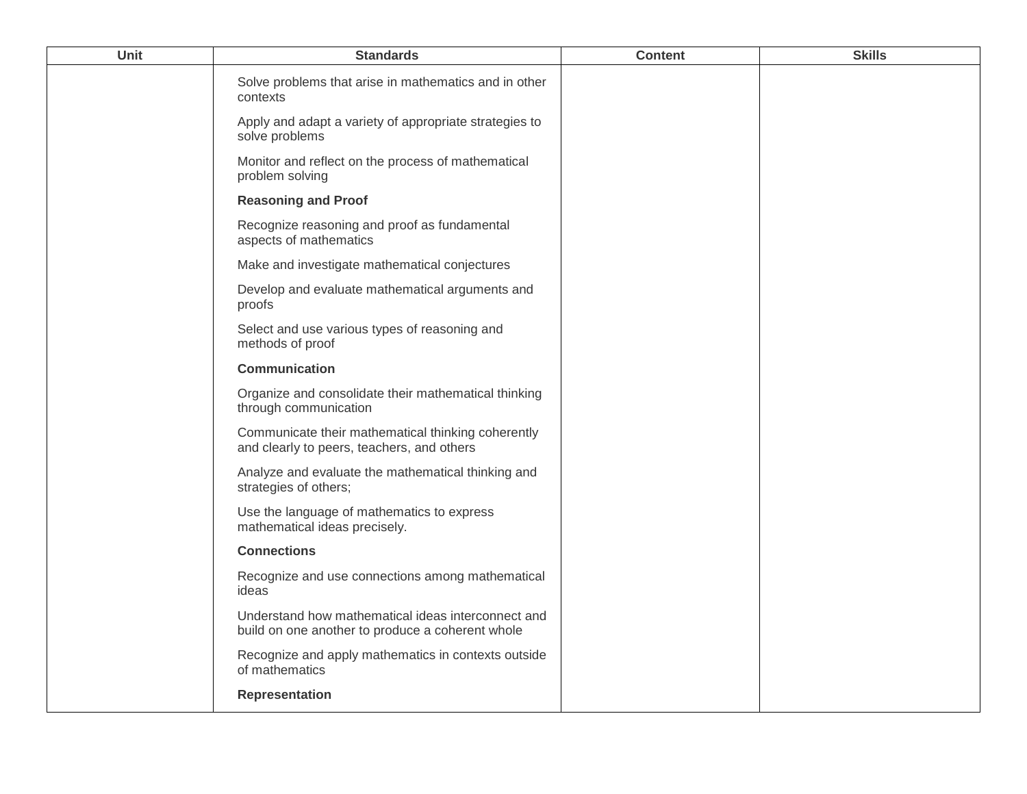| Unit | Standards | Content | Skills |
|---|---|---|---|
| | Solve problems that arise in mathematics and in other contexts<br><br>Apply and adapt a variety of appropriate strategies to solve problems<br><br>Monitor and reflect on the process of mathematical problem solving<br><br>**Reasoning and Proof**<br><br>Recognize reasoning and proof as fundamental aspects of mathematics<br><br>Make and investigate mathematical conjectures<br><br>Develop and evaluate mathematical arguments and proofs<br><br>Select and use various types of reasoning and methods of proof<br><br>**Communication**<br><br>Organize and consolidate their mathematical thinking through communication<br><br>Communicate their mathematical thinking coherently and clearly to peers, teachers, and others<br><br>Analyze and evaluate the mathematical thinking and strategies of others;<br><br>Use the language of mathematics to express mathematical ideas precisely.<br><br>**Connections**<br><br>Recognize and use connections among mathematical ideas<br><br>Understand how mathematical ideas interconnect and build on one another to produce a coherent whole<br><br>Recognize and apply mathematics in contexts outside of mathematics<br><br>**Representation** | | |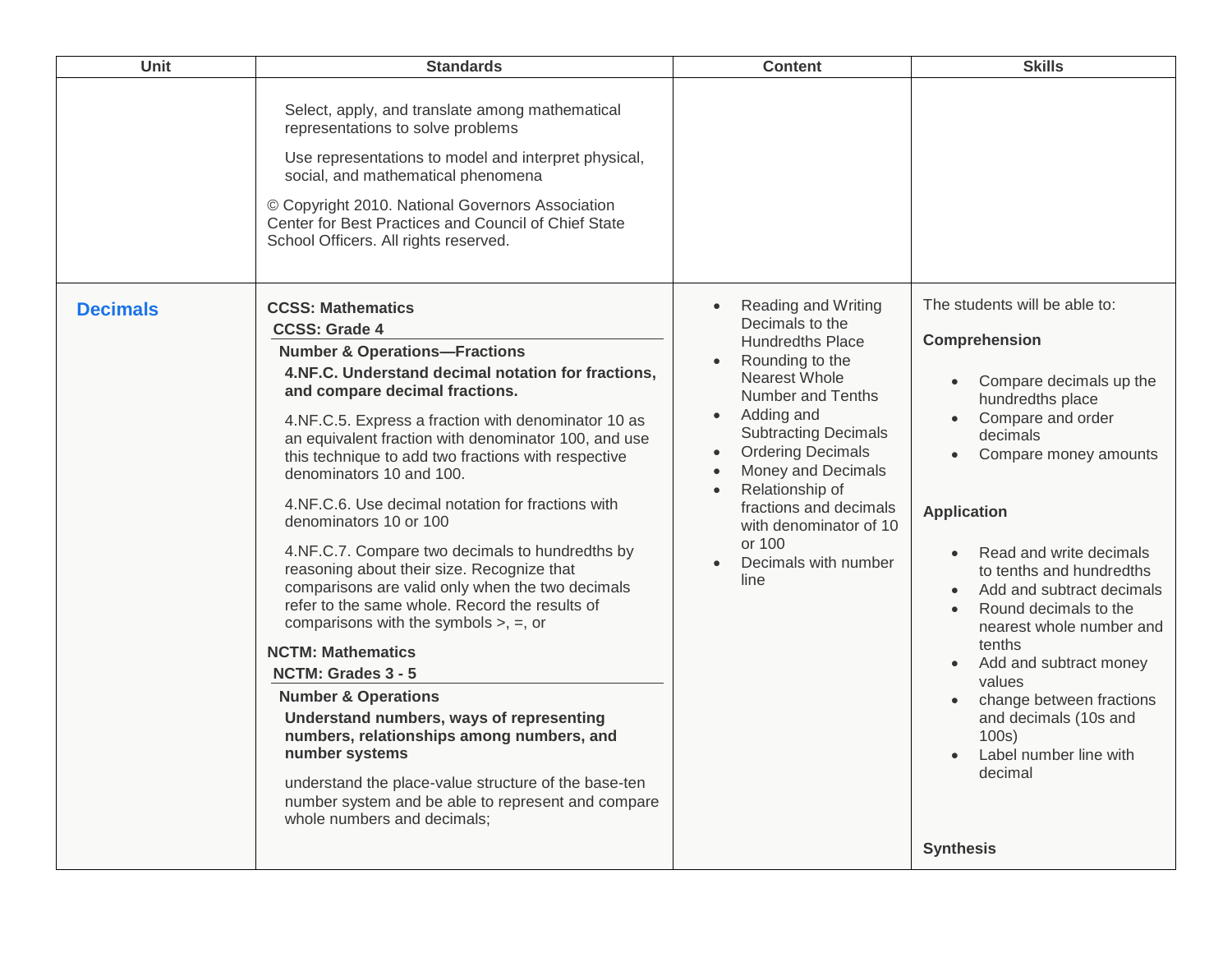| Unit | Standards | Content | Skills |
|---|---|---|---|
| | Select, apply, and translate among mathematical representations to solve problems<br><br>Use representations to model and interpret physical, social, and mathematical phenomena<br><br>© Copyright 2010. National Governors Association Center for Best Practices and Council of Chief State School Officers. All rights reserved. | | |
| **Decimals** | **CCSS: Mathematics**<br>**CCSS: Grade 4**<br>**Number & Operations—Fractions**<br>**4.NF.C. Understand decimal notation for fractions, and compare decimal fractions.**<br><br>4.NF.C.5. Express a fraction with denominator 10 as an equivalent fraction with denominator 100, and use this technique to add two fractions with respective denominators 10 and 100.<br><br>4.NF.C.6. Use decimal notation for fractions with denominators 10 or 100<br><br>4.NF.C.7. Compare two decimals to hundredths by reasoning about their size. Recognize that comparisons are valid only when the two decimals refer to the same whole. Record the results of comparisons with the symbols >, =, or<br><br>**NCTM: Mathematics**<br>**NCTM: Grades 3 - 5**<br>**Number & Operations**<br>**Understand numbers, ways of representing numbers, relationships among numbers, and number systems**<br><br>understand the place-value structure of the base-ten number system and be able to represent and compare whole numbers and decimals; | • Reading and Writing Decimals to the Hundredths Place<br>• Rounding to the Nearest Whole Number and Tenths<br>• Adding and Subtracting Decimals<br>• Ordering Decimals<br>• Money and Decimals<br>• Relationship of fractions and decimals with denominator of 10 or 100<br>• Decimals with number line | The students will be able to:<br><br>**Comprehension**<br>• Compare decimals up the hundredths place<br>• Compare and order decimals<br>• Compare money amounts<br><br>**Application**<br>• Read and write decimals to tenths and hundredths<br>• Add and subtract decimals<br>• Round decimals to the nearest whole number and tenths<br>• Add and subtract money values<br>• change between fractions and decimals (10s and 100s)<br>• Label number line with decimal<br><br>**Synthesis** |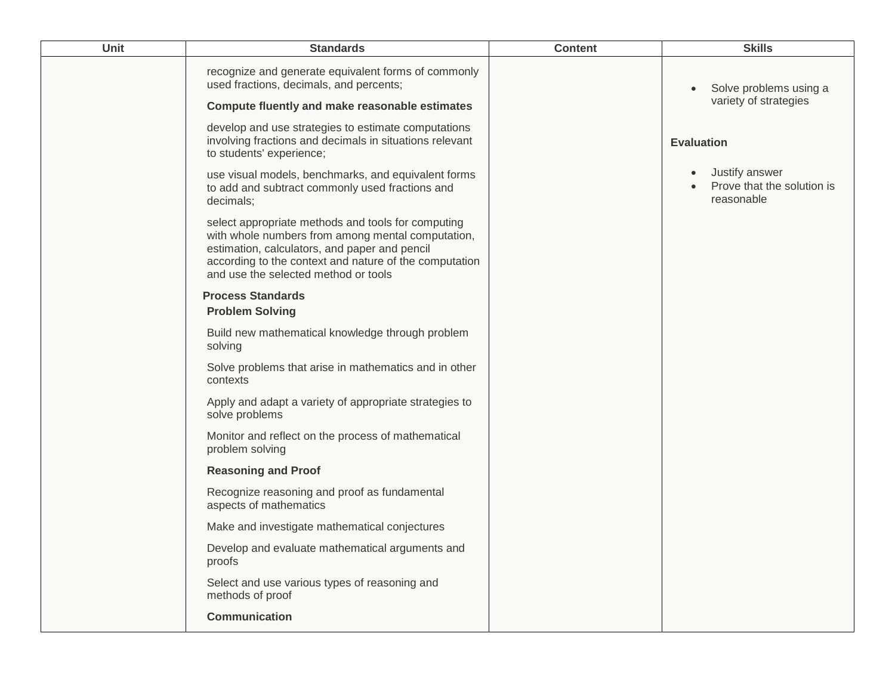| Unit | Standards | Content | Skills |
| --- | --- | --- | --- |
| | recognize and generate equivalent forms of commonly used fractions, decimals, and percents;<br><br>**Compute fluently and make reasonable estimates**<br><br>develop and use strategies to estimate computations involving fractions and decimals in situations relevant to students' experience;<br><br>use visual models, benchmarks, and equivalent forms to add and subtract commonly used fractions and decimals;<br><br>select appropriate methods and tools for computing with whole numbers from among mental computation, estimation, calculators, and paper and pencil according to the context and nature of the computation and use the selected method or tools<br><br>**Process Standards**<br>**Problem Solving**<br><br>Build new mathematical knowledge through problem solving<br><br>Solve problems that arise in mathematics and in other contexts<br><br>Apply and adapt a variety of appropriate strategies to solve problems<br><br>Monitor and reflect on the process of mathematical problem solving<br><br>**Reasoning and Proof**<br><br>Recognize reasoning and proof as fundamental aspects of mathematics<br><br>Make and investigate mathematical conjectures<br><br>Develop and evaluate mathematical arguments and proofs<br><br>Select and use various types of reasoning and methods of proof<br><br>**Communication** | | • Solve problems using a variety of strategies<br><br>**Evaluation**<br><br>• Justify answer<br>• Prove that the solution is reasonable |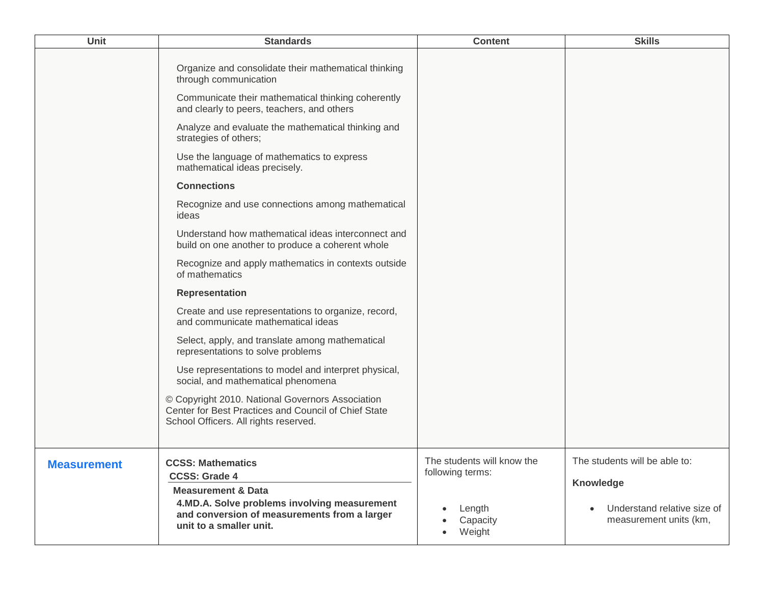| Unit | Standards | Content | Skills |
|---|---|---|---|
| | Organize and consolidate their mathematical thinking through communication<br><br>Communicate their mathematical thinking coherently and clearly to peers, teachers, and others<br><br>Analyze and evaluate the mathematical thinking and strategies of others;<br><br>Use the language of mathematics to express mathematical ideas precisely.<br><br>**Connections**<br><br>Recognize and use connections among mathematical ideas<br><br>Understand how mathematical ideas interconnect and build on one another to produce a coherent whole<br><br>Recognize and apply mathematics in contexts outside of mathematics<br><br>**Representation**<br><br>Create and use representations to organize, record, and communicate mathematical ideas<br><br>Select, apply, and translate among mathematical representations to solve problems<br><br>Use representations to model and interpret physical, social, and mathematical phenomena<br><br>© Copyright 2010. National Governors Association Center for Best Practices and Council of Chief State School Officers. All rights reserved. | | |
| **Measurement** | **CCSS: Mathematics**<br>**CCSS: Grade 4**<br>**Measurement & Data**<br>**4.MD.A. Solve problems involving measurement and conversion of measurements from a larger unit to a smaller unit.** | The students will know the following terms:<br><br>• Length<br>• Capacity<br>• Weight | The students will be able to:<br><br>**Knowledge**<br><br>• Understand relative size of measurement units (km, |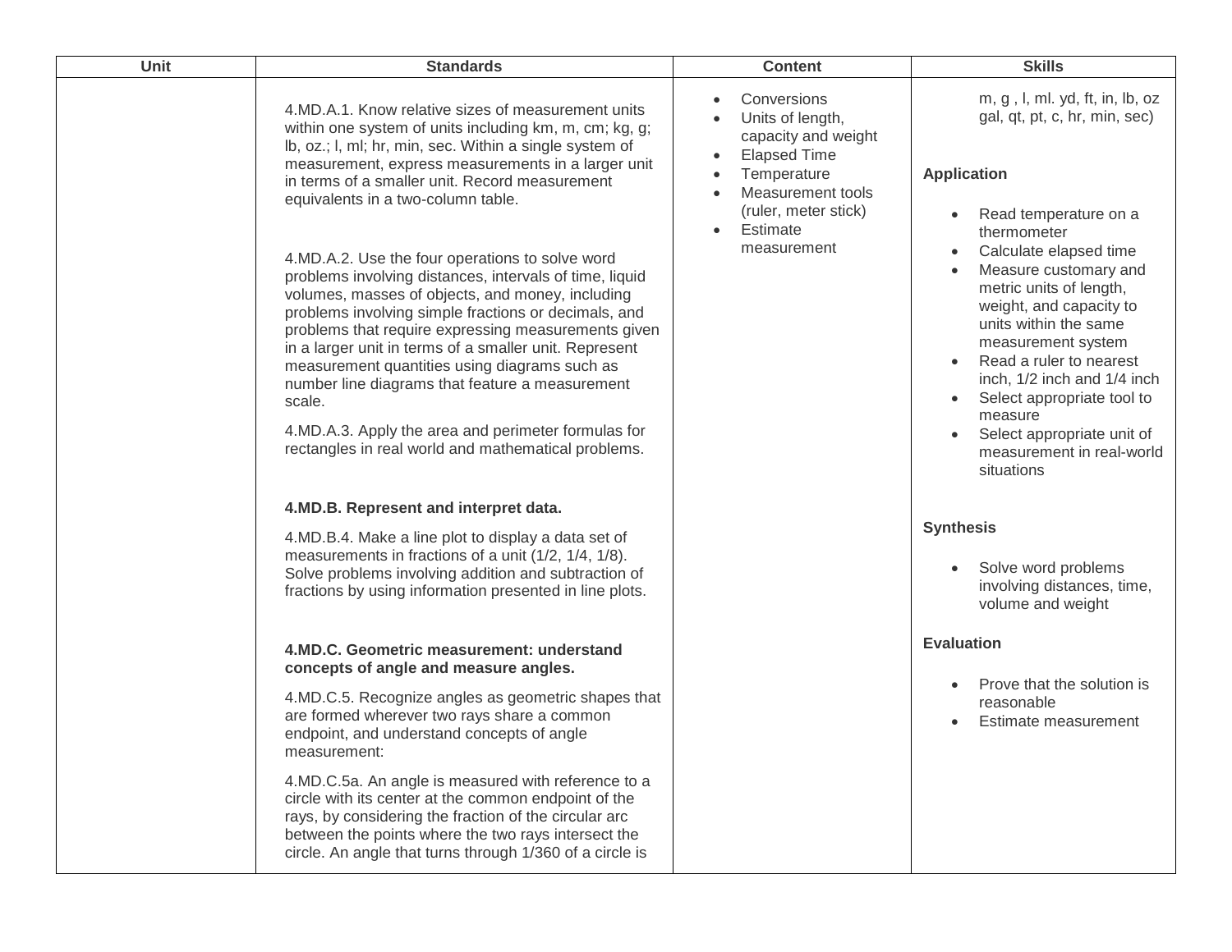| Unit | Standards | Content | Skills |
|---|---|---|---|
| | 4.MD.A.1. Know relative sizes of measurement units within one system of units including km, m, cm; kg, g; lb, oz.; l, ml; hr, min, sec. Within a single system of measurement, express measurements in a larger unit in terms of a smaller unit. Record measurement equivalents in a two-column table.<br><br>4.MD.A.2. Use the four operations to solve word problems involving distances, intervals of time, liquid volumes, masses of objects, and money, including problems involving simple fractions or decimals, and problems that require expressing measurements given in a larger unit in terms of a smaller unit. Represent measurement quantities using diagrams such as number line diagrams that feature a measurement scale.<br><br>4.MD.A.3. Apply the area and perimeter formulas for rectangles in real world and mathematical problems.<br><br>**4.MD.B. Represent and interpret data.**<br><br>4.MD.B.4. Make a line plot to display a data set of measurements in fractions of a unit (1/2, 1/4, 1/8). Solve problems involving addition and subtraction of fractions by using information presented in line plots.<br><br>**4.MD.C. Geometric measurement: understand concepts of angle and measure angles.**<br><br>4.MD.C.5. Recognize angles as geometric shapes that are formed wherever two rays share a common endpoint, and understand concepts of angle measurement:<br><br>4.MD.C.5a. An angle is measured with reference to a circle with its center at the common endpoint of the rays, by considering the fraction of the circular arc between the points where the two rays intersect the circle. An angle that turns through 1/360 of a circle is | • Conversions<br>• Units of length, capacity and weight<br>• Elapsed Time<br>• Temperature<br>• Measurement tools (ruler, meter stick)<br>• Estimate measurement | m, g , l, ml. yd, ft, in, lb, oz gal, qt, pt, c, hr, min, sec)<br><br>**Application**<br><br>• Read temperature on a thermometer<br>• Calculate elapsed time<br>• Measure customary and metric units of length, weight, and capacity to units within the same measurement system<br>• Read a ruler to nearest inch, 1/2 inch and 1/4 inch<br>• Select appropriate tool to measure<br>• Select appropriate unit of measurement in real-world situations<br><br>**Synthesis**<br><br>• Solve word problems involving distances, time, volume and weight<br><br>**Evaluation**<br><br>• Prove that the solution is reasonable<br>• Estimate measurement |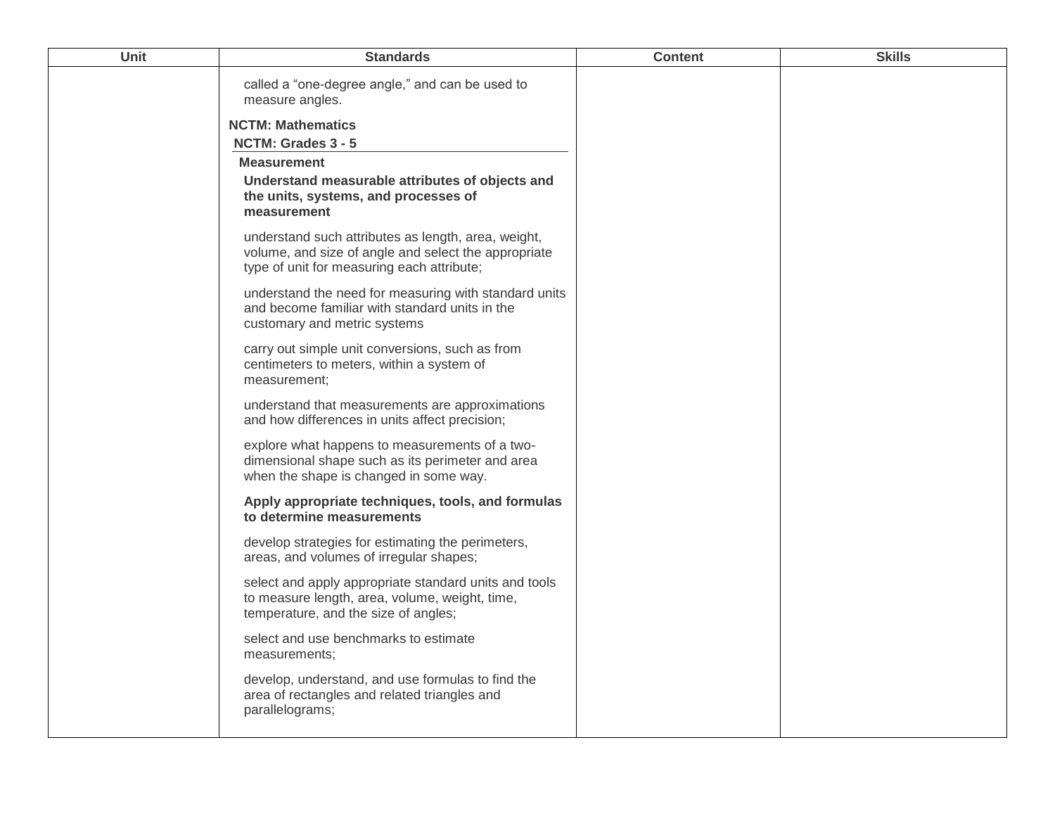| Unit | Standards | Content | Skills |
|---|---|---|---|
| | called a "one-degree angle," and can be used to measure angles.<br><br>**NCTM: Mathematics**<br>**NCTM: Grades 3 - 5**<br>**Measurement**<br>**Understand measurable attributes of objects and the units, systems, and processes of measurement**<br><br>understand such attributes as length, area, weight, volume, and size of angle and select the appropriate type of unit for measuring each attribute;<br><br>understand the need for measuring with standard units and become familiar with standard units in the customary and metric systems<br><br>carry out simple unit conversions, such as from centimeters to meters, within a system of measurement;<br><br>understand that measurements are approximations and how differences in units affect precision;<br><br>explore what happens to measurements of a two-dimensional shape such as its perimeter and area when the shape is changed in some way.<br><br>**Apply appropriate techniques, tools, and formulas to determine measurements**<br><br>develop strategies for estimating the perimeters, areas, and volumes of irregular shapes;<br><br>select and apply appropriate standard units and tools to measure length, area, volume, weight, time, temperature, and the size of angles;<br><br>select and use benchmarks to estimate measurements;<br><br>develop, understand, and use formulas to find the area of rectangles and related triangles and parallelograms; | | |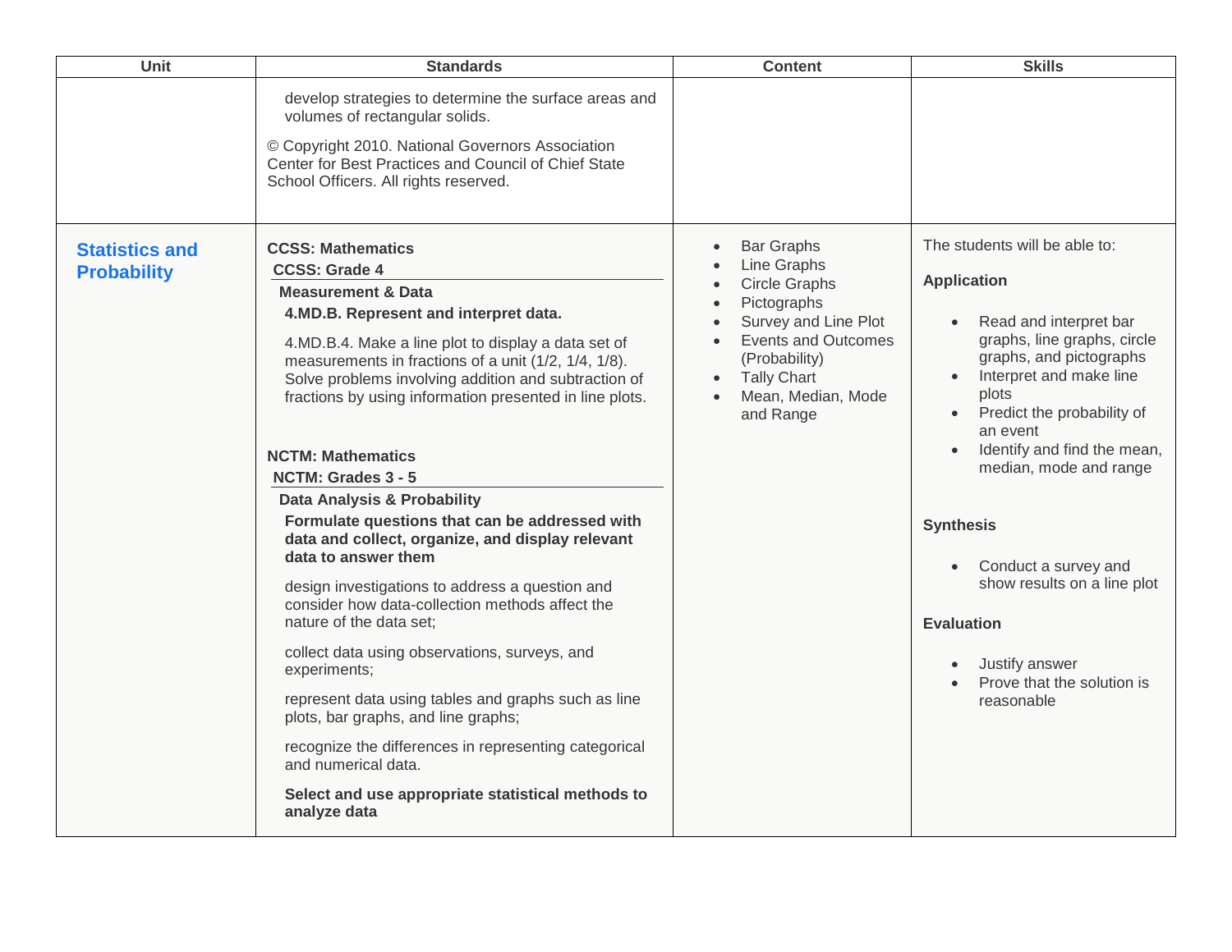| Unit | Standards | Content | Skills |
|---|---|---|---|
| | develop strategies to determine the surface areas and volumes of rectangular solids.<br><br>© Copyright 2010. National Governors Association Center for Best Practices and Council of Chief State School Officers. All rights reserved. | | |
| **Statistics and Probability** | **CCSS: Mathematics**<br>**CCSS: Grade 4**<br>**Measurement & Data**<br>**4.MD.B. Represent and interpret data.**<br><br>4.MD.B.4. Make a line plot to display a data set of measurements in fractions of a unit (1/2, 1/4, 1/8). Solve problems involving addition and subtraction of fractions by using information presented in line plots.<br><br>**NCTM: Mathematics**<br>**NCTM: Grades 3 - 5**<br>**Data Analysis & Probability**<br>**Formulate questions that can be addressed with data and collect, organize, and display relevant data to answer them**<br><br>design investigations to address a question and consider how data-collection methods affect the nature of the data set;<br><br>collect data using observations, surveys, and experiments;<br><br>represent data using tables and graphs such as line plots, bar graphs, and line graphs;<br><br>recognize the differences in representing categorical and numerical data.<br><br>**Select and use appropriate statistical methods to analyze data** | • Bar Graphs<br>• Line Graphs<br>• Circle Graphs<br>• Pictographs<br>• Survey and Line Plot<br>• Events and Outcomes (Probability)<br>• Tally Chart<br>• Mean, Median, Mode and Range | The students will be able to:<br><br>**Application**<br>• Read and interpret bar graphs, line graphs, circle graphs, and pictographs<br>• Interpret and make line plots<br>• Predict the probability of an event<br>• Identify and find the mean, median, mode and range<br><br>**Synthesis**<br>• Conduct a survey and show results on a line plot<br><br>**Evaluation**<br>• Justify answer<br>• Prove that the solution is reasonable |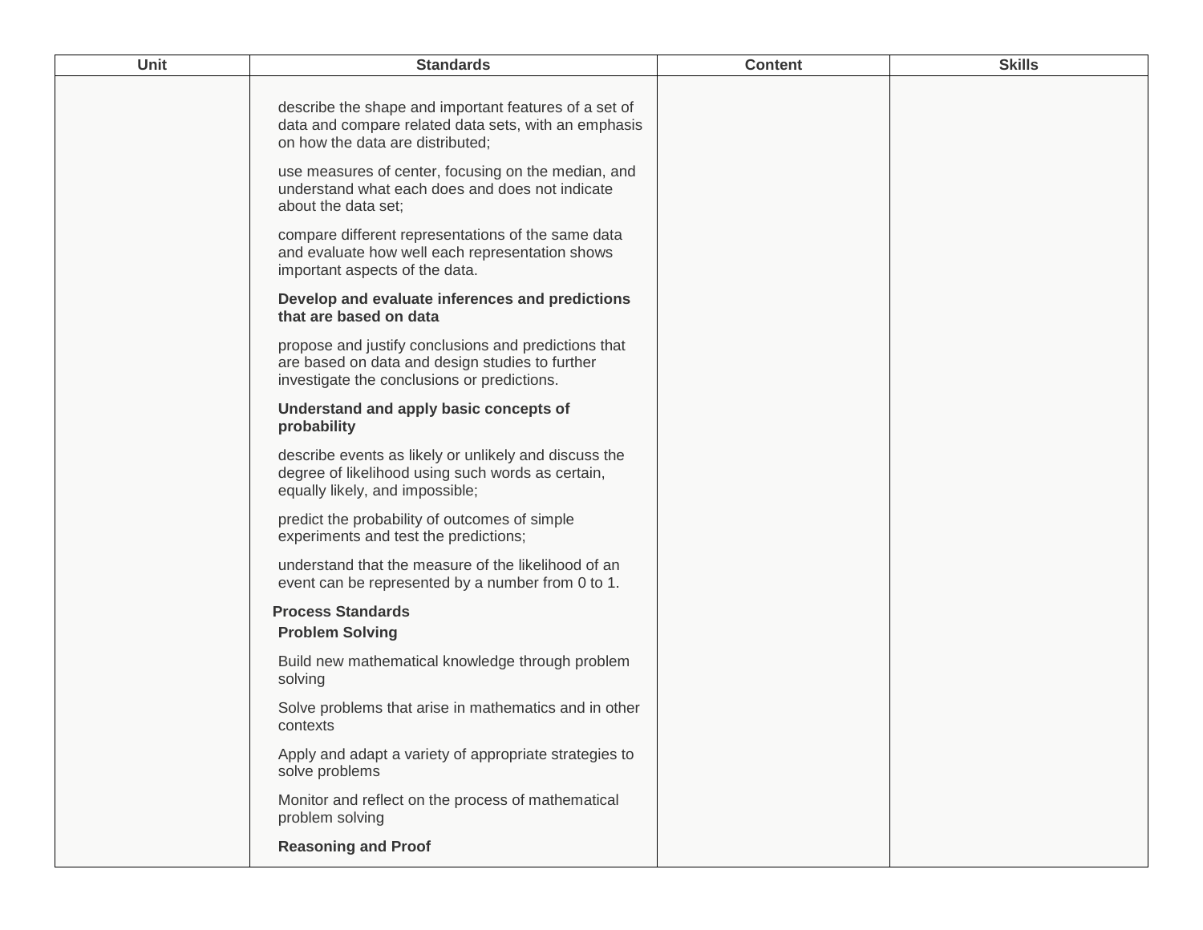| Unit | Standards | Content | Skills |
|---|---|---|---|
| | describe the shape and important features of a set of data and compare related data sets, with an emphasis on how the data are distributed;<br><br>use measures of center, focusing on the median, and understand what each does and does not indicate about the data set;<br><br>compare different representations of the same data and evaluate how well each representation shows important aspects of the data.<br><br>**Develop and evaluate inferences and predictions that are based on data**<br><br>propose and justify conclusions and predictions that are based on data and design studies to further investigate the conclusions or predictions.<br><br>**Understand and apply basic concepts of probability**<br><br>describe events as likely or unlikely and discuss the degree of likelihood using such words as certain, equally likely, and impossible;<br><br>predict the probability of outcomes of simple experiments and test the predictions;<br><br>understand that the measure of the likelihood of an event can be represented by a number from 0 to 1.<br><br>**Process Standards**<br>**Problem Solving**<br><br>Build new mathematical knowledge through problem solving<br><br>Solve problems that arise in mathematics and in other contexts<br><br>Apply and adapt a variety of appropriate strategies to solve problems<br><br>Monitor and reflect on the process of mathematical problem solving<br><br>**Reasoning and Proof** | | |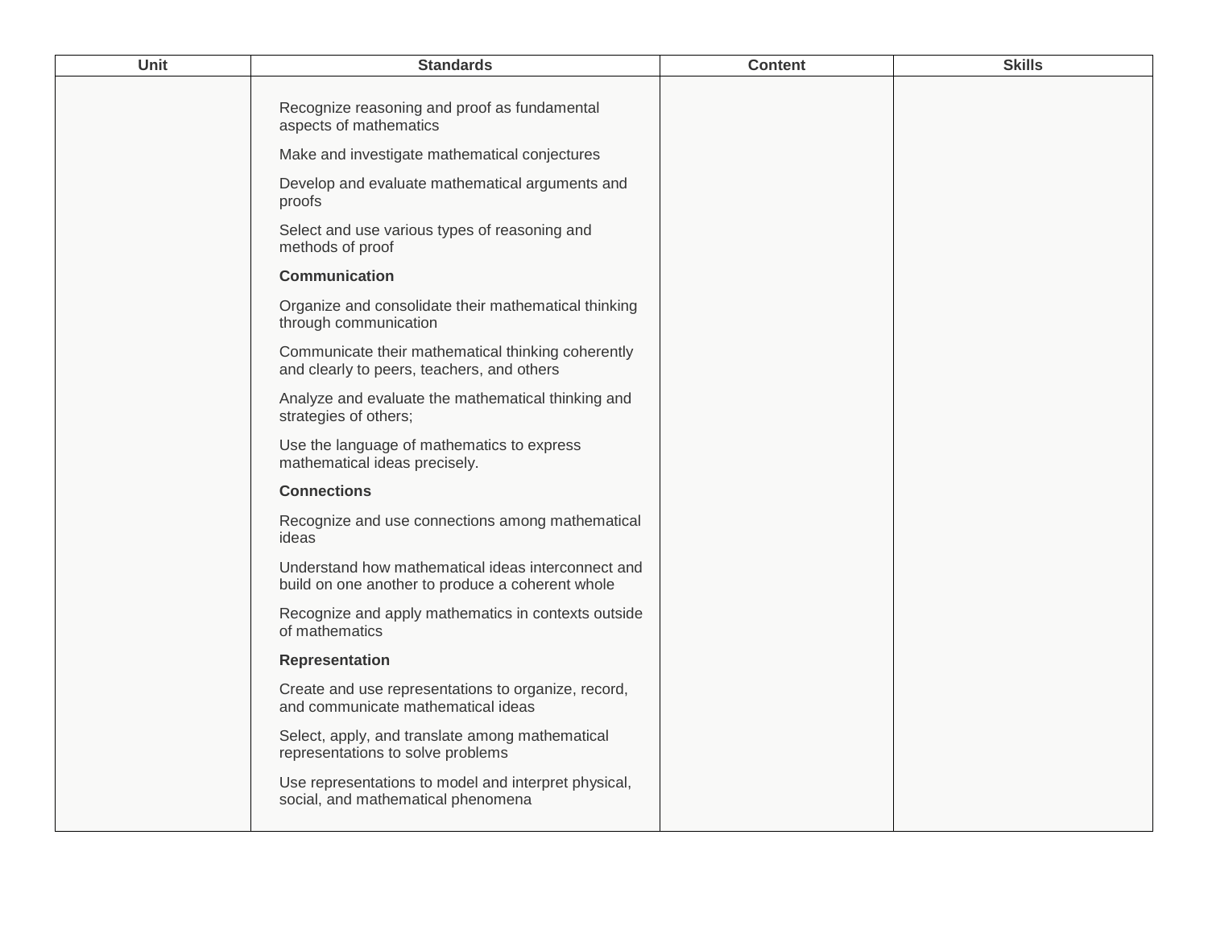| Unit | Standards | Content | Skills |
| --- | --- | --- | --- |
| | Recognize reasoning and proof as fundamental aspects of mathematics<br><br>Make and investigate mathematical conjectures<br><br>Develop and evaluate mathematical arguments and proofs<br><br>Select and use various types of reasoning and methods of proof<br><br>**Communication**<br><br>Organize and consolidate their mathematical thinking through communication<br><br>Communicate their mathematical thinking coherently and clearly to peers, teachers, and others<br><br>Analyze and evaluate the mathematical thinking and strategies of others;<br><br>Use the language of mathematics to express mathematical ideas precisely.<br><br>**Connections**<br><br>Recognize and use connections among mathematical ideas<br><br>Understand how mathematical ideas interconnect and build on one another to produce a coherent whole<br><br>Recognize and apply mathematics in contexts outside of mathematics<br><br>**Representation**<br><br>Create and use representations to organize, record, and communicate mathematical ideas<br><br>Select, apply, and translate among mathematical representations to solve problems<br><br>Use representations to model and interpret physical, social, and mathematical phenomena | | |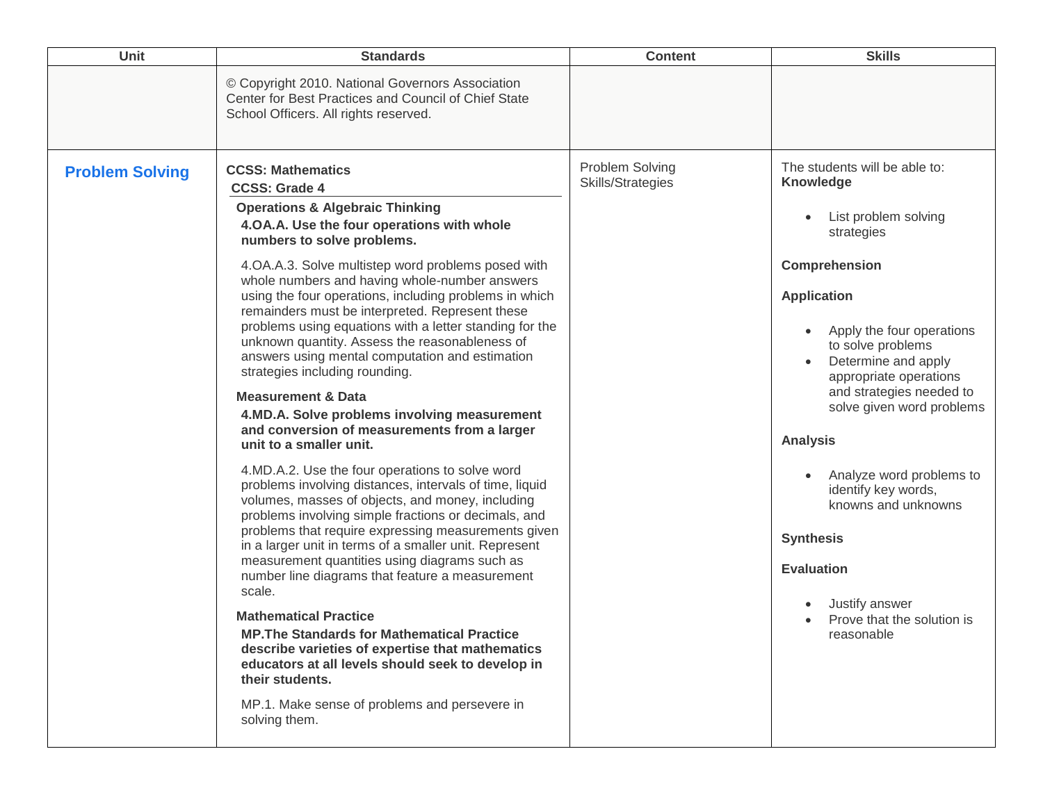| Unit | Standards | Content | Skills |
|---|---|---|---|
| | © Copyright 2010. National Governors Association Center for Best Practices and Council of Chief State School Officers. All rights reserved. | | |
| **Problem Solving** | **CCSS: Mathematics**<br>**CCSS: Grade 4**<br>**Operations & Algebraic Thinking**<br>**4.OA.A. Use the four operations with whole numbers to solve problems.**<br>4.OA.A.3. Solve multistep word problems posed with whole numbers and having whole-number answers using the four operations, including problems in which remainders must be interpreted. Represent these problems using equations with a letter standing for the unknown quantity. Assess the reasonableness of answers using mental computation and estimation strategies including rounding.<br>**Measurement & Data**<br>**4.MD.A. Solve problems involving measurement and conversion of measurements from a larger unit to a smaller unit.**<br>4.MD.A.2. Use the four operations to solve word problems involving distances, intervals of time, liquid volumes, masses of objects, and money, including problems involving simple fractions or decimals, and problems that require expressing measurements given in a larger unit in terms of a smaller unit. Represent measurement quantities using diagrams such as number line diagrams that feature a measurement scale.<br>**Mathematical Practice**<br>**MP.The Standards for Mathematical Practice describe varieties of expertise that mathematics educators at all levels should seek to develop in their students.**<br>MP.1. Make sense of problems and persevere in solving them. | Problem Solving Skills/Strategies | The students will be able to:<br>**Knowledge**<br>• List problem solving strategies<br>**Comprehension**<br>**Application**<br>• Apply the four operations to solve problems<br>• Determine and apply appropriate operations and strategies needed to solve given word problems<br>**Analysis**<br>• Analyze word problems to identify key words, knowns and unknowns<br>**Synthesis**<br>**Evaluation**<br>• Justify answer<br>• Prove that the solution is reasonable |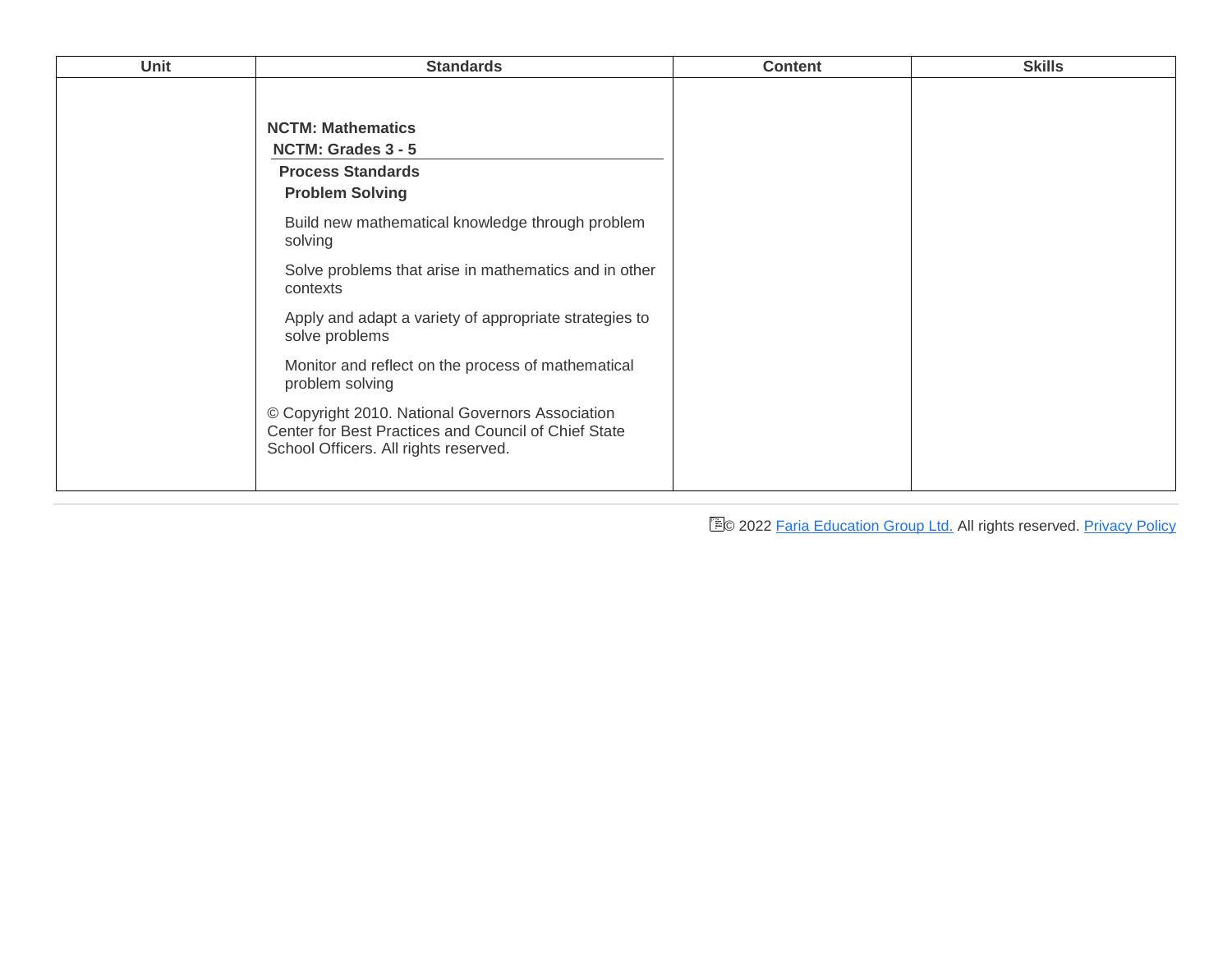| Unit | Standards | Content | Skills |
|---|---|---|---|
| | **NCTM: Mathematics**<br>**NCTM: Grades 3 - 5**<br>**Process Standards**<br>**Problem Solving**<br>Build new mathematical knowledge through problem solving<br>Solve problems that arise in mathematics and in other contexts<br>Apply and adapt a variety of appropriate strategies to solve problems<br>Monitor and reflect on the process of mathematical problem solving<br>© Copyright 2010. National Governors Association Center for Best Practices and Council of Chief State School Officers. All rights reserved. | | |

© 2022 Faria Education Group Ltd. All rights reserved. Privacy Policy